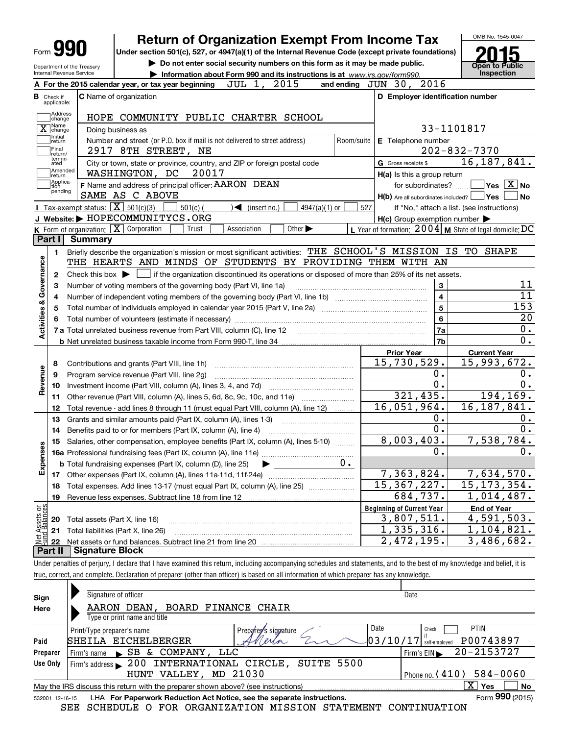Form **990**

# Return of Organization Exempt From Income Tax

**Under section 501(c), 527, or 4947(a)(1) of the Internal Revenue Code (except private foundations)**

▶ Do not enter social security numbers on this form as it may be made public.

▶ Information about Form 990 and its instructions is at www.irs.gov/form990.

OMB No. 1545-0047

**2015**

**Open to Public Inspection**

Department of the Treasury
Internal Revenue Service

**A** For the 2015 calendar year, or tax year beginning JUL 1, 2015 and ending JUN 30, 2016

**B** Check if applicable:
- Address change
- [X] Name change
- Initial return
- Final return/terminated
- Amended return
- Application pending

**C** Name of organization: HOPE COMMUNITY PUBLIC CHARTER SCHOOL

Doing business as

Number and street (or P.O. box if mail is not delivered to street address): 2917 8TH STREET, NE | Room/suite

City or town, state or province, country, and ZIP or foreign postal code: WASHINGTON, DC 20017

**D** Employer identification number: 33-1101817

**E** Telephone number: 202-832-7370

**G** Gross receipts $ 16,187,841.

**F** Name and address of principal officer: AARON DEAN
SAME AS C ABOVE

**H(a)** Is this a group return for subordinates? [ ] Yes [X] No

**H(b)** Are all subordinates included? [ ] Yes [ ] No
If "No," attach a list. (see instructions)

**H(c)** Group exemption number ▶

**I** Tax-exempt status: [X] 501(c)(3) [ ] 501(c) ( ) ◀ (insert no.) [ ] 4947(a)(1) or [ ] 527

**J** Website: ▶ HOPECOMMUNITYCS.ORG

**K** Form of organization: [X] Corporation [ ] Trust [ ] Association [ ] Other ▶

**L** Year of formation: 2004 **M** State of legal domicile: DC

## Part I Summary

**Activities & Governance**

1. Briefly describe the organization's mission or most significant activities: THE SCHOOL'S MISSION IS TO SHAPE THE HEARTS AND MINDS OF STUDENTS BY PROVIDING THEM WITH AN
2. Check this box ▶ [ ] if the organization discontinued its operations or disposed of more than 25% of its net assets.

| | | | |
|---|---|---|---|
| 3 | Number of voting members of the governing body (Part VI, line 1a) | 3 | 11 |
| 4 | Number of independent voting members of the governing body (Part VI, line 1b) | 4 | 11 |
| 5 | Total number of individuals employed in calendar year 2015 (Part V, line 2a) | 5 | 153 |
| 6 | Total number of volunteers (estimate if necessary) | 6 | 20 |
| 7a | Total unrelated business revenue from Part VIII, column (C), line 12 | 7a | 0. |
| b | Net unrelated business taxable income from Form 990-T, line 34 | 7b | 0. |

| | | Prior Year | Current Year |
|---|---|---|---|
| **Revenue** | | | |
| 8 | Contributions and grants (Part VIII, line 1h) | 15,730,529. | 15,993,672. |
| 9 | Program service revenue (Part VIII, line 2g) | 0. | 0. |
| 10 | Investment income (Part VIII, column (A), lines 3, 4, and 7d) | 0. | 0. |
| 11 | Other revenue (Part VIII, column (A), lines 5, 6d, 8c, 9c, 10c, and 11e) | 321,435. | 194,169. |
| 12 | Total revenue - add lines 8 through 11 (must equal Part VIII, column (A), line 12) | 16,051,964. | 16,187,841. |
| **Expenses** | | | |
| 13 | Grants and similar amounts paid (Part IX, column (A), lines 1-3) | 0. | 0. |
| 14 | Benefits paid to or for members (Part IX, column (A), line 4) | 0. | 0. |
| 15 | Salaries, other compensation, employee benefits (Part IX, column (A), lines 5-10) | 8,003,403. | 7,538,784. |
| 16a | Professional fundraising fees (Part IX, column (A), line 11e) | 0. | 0. |
| b | Total fundraising expenses (Part IX, column (D), line 25) ▶ 0. | | |
| 17 | Other expenses (Part IX, column (A), lines 11a-11d, 11f-24e) | 7,363,824. | 7,634,570. |
| 18 | Total expenses. Add lines 13-17 (must equal Part IX, column (A), line 25) | 15,367,227. | 15,173,354. |
| 19 | Revenue less expenses. Subtract line 18 from line 12 | 684,737. | 1,014,487. |

| **Net Assets or Fund Balances** | | Beginning of Current Year | End of Year |
|---|---|---|---|
| 20 | Total assets (Part X, line 16) | 3,807,511. | 4,591,503. |
| 21 | Total liabilities (Part X, line 26) | 1,335,316. | 1,104,821. |
| 22 | Net assets or fund balances. Subtract line 21 from line 20 | 2,472,195. | 3,486,682. |

## Part II Signature Block

Under penalties of perjury, I declare that I have examined this return, including accompanying schedules and statements, and to the best of my knowledge and belief, it is true, correct, and complete. Declaration of preparer (other than officer) is based on all information of which preparer has any knowledge.

**Sign Here**

Signature of officer | Date

AARON DEAN, BOARD FINANCE CHAIR
Type or print name and title

**Paid Preparer Use Only**

| Print/Type preparer's name | Preparer's signature | Date | Check if self-employed | PTIN |
|---|---|---|---|---|
| SHEILA EICHELBERGER | | 03/10/17 | [ ] | P00743897 |

Firm's name ▶ SB & COMPANY, LLC | Firm's EIN ▶ 20-2153727

Firm's address ▶ 200 INTERNATIONAL CIRCLE, SUITE 5500, HUNT VALLEY, MD 21030 | Phone no. (410) 584-0060

May the IRS discuss this return with the preparer shown above? (see instructions) [X] Yes [ ] No

532001 12-16-15 LHA For Paperwork Reduction Act Notice, see the separate instructions. Form **990** (2015)

SEE SCHEDULE O FOR ORGANIZATION MISSION STATEMENT CONTINUATION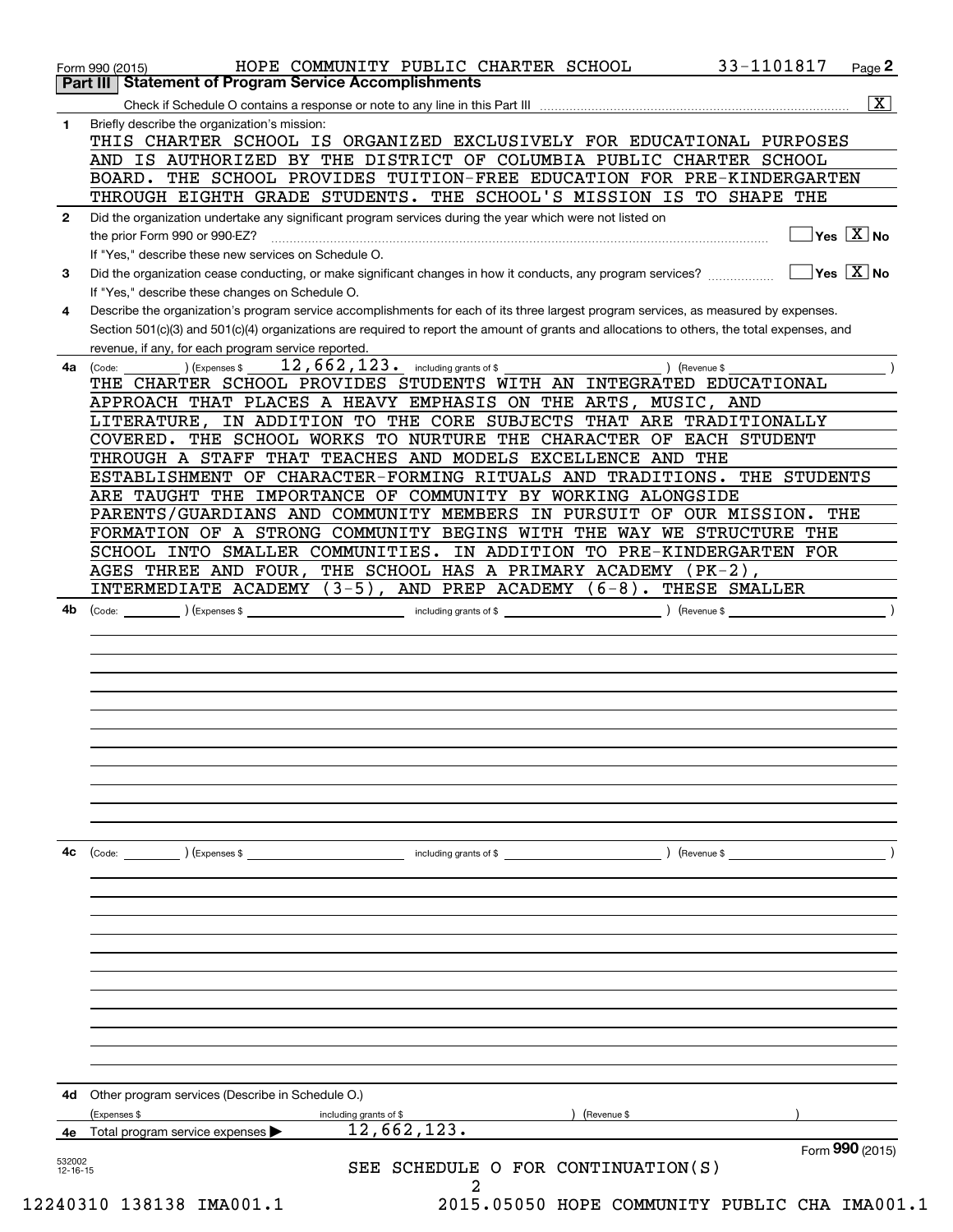Form 990 (2015) HOPE COMMUNITY PUBLIC CHARTER SCHOOL 33-1101817 Page 2

## Part III Statement of Program Service Accomplishments

Check if Schedule O contains a response or note to any line in this Part III [X]

**1** Briefly describe the organization's mission:

THIS CHARTER SCHOOL IS ORGANIZED EXCLUSIVELY FOR EDUCATIONAL PURPOSES AND IS AUTHORIZED BY THE DISTRICT OF COLUMBIA PUBLIC CHARTER SCHOOL BOARD. THE SCHOOL PROVIDES TUITION-FREE EDUCATION FOR PRE-KINDERGARTEN THROUGH EIGHTH GRADE STUDENTS. THE SCHOOL'S MISSION IS TO SHAPE THE

**2** Did the organization undertake any significant program services during the year which were not listed on the prior Form 990 or 990-EZ? Yes [ ] No [X]

If "Yes," describe these new services on Schedule O.

**3** Did the organization cease conducting, or make significant changes in how it conducts, any program services? Yes [ ] No [X]

If "Yes," describe these changes on Schedule O.

**4** Describe the organization's program service accomplishments for each of its three largest program services, as measured by expenses. Section 501(c)(3) and 501(c)(4) organizations are required to report the amount of grants and allocations to others, the total expenses, and revenue, if any, for each program service reported.

**4a** (Code: ) (Expenses $ 12,662,123. including grants of $ ) (Revenue $ )

THE CHARTER SCHOOL PROVIDES STUDENTS WITH AN INTEGRATED EDUCATIONAL APPROACH THAT PLACES A HEAVY EMPHASIS ON THE ARTS, MUSIC, AND LITERATURE, IN ADDITION TO THE CORE SUBJECTS THAT ARE TRADITIONALLY COVERED. THE SCHOOL WORKS TO NURTURE THE CHARACTER OF EACH STUDENT THROUGH A STAFF THAT TEACHES AND MODELS EXCELLENCE AND THE ESTABLISHMENT OF CHARACTER-FORMING RITUALS AND TRADITIONS. THE STUDENTS ARE TAUGHT THE IMPORTANCE OF COMMUNITY BY WORKING ALONGSIDE PARENTS/GUARDIANS AND COMMUNITY MEMBERS IN PURSUIT OF OUR MISSION. THE FORMATION OF A STRONG COMMUNITY BEGINS WITH THE WAY WE STRUCTURE THE SCHOOL INTO SMALLER COMMUNITIES. IN ADDITION TO PRE-KINDERGARTEN FOR AGES THREE AND FOUR, THE SCHOOL HAS A PRIMARY ACADEMY (PK-2), INTERMEDIATE ACADEMY (3-5), AND PREP ACADEMY (6-8). THESE SMALLER

**4b** (Code: ) (Expenses $ including grants of $ ) (Revenue $ )

**4c** (Code: ) (Expenses $ including grants of $ ) (Revenue $ )

**4d** Other program services (Describe in Schedule O.)

(Expenses $ including grants of $ ) (Revenue $ )

**4e** Total program service expenses 12,662,123.

Form **990** (2015)

SEE SCHEDULE O FOR CONTINUATION(S)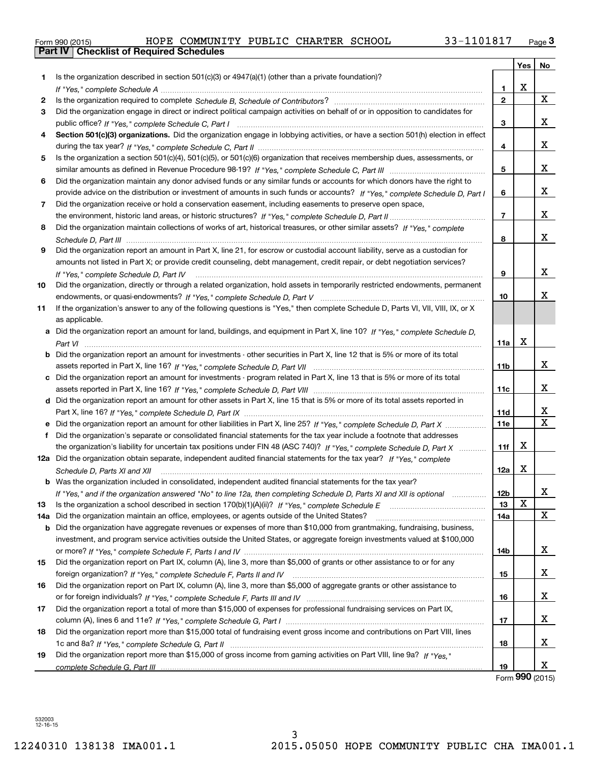Form 990 (2015) HOPE COMMUNITY PUBLIC CHARTER SCHOOL 33-1101817

## Part IV Checklist of Required Schedules

| | | | Yes | No |
|---|---|---|---|---|
| 1 | Is the organization described in section 501(c)(3) or 4947(a)(1) (other than a private foundation)? *If "Yes," complete Schedule A* | 1 | X | |
| 2 | Is the organization required to complete *Schedule B, Schedule of Contributors*? | 2 | | X |
| 3 | Did the organization engage in direct or indirect political campaign activities on behalf of or in opposition to candidates for public office? *If "Yes," complete Schedule C, Part I* | 3 | | X |
| 4 | **Section 501(c)(3) organizations.** Did the organization engage in lobbying activities, or have a section 501(h) election in effect during the tax year? *If "Yes," complete Schedule C, Part II* | 4 | | X |
| 5 | Is the organization a section 501(c)(4), 501(c)(5), or 501(c)(6) organization that receives membership dues, assessments, or similar amounts as defined in Revenue Procedure 98-19? *If "Yes," complete Schedule C, Part III* | 5 | | X |
| 6 | Did the organization maintain any donor advised funds or any similar funds or accounts for which donors have the right to provide advice on the distribution or investment of amounts in such funds or accounts? *If "Yes," complete Schedule D, Part I* | 6 | | X |
| 7 | Did the organization receive or hold a conservation easement, including easements to preserve open space, the environment, historic land areas, or historic structures? *If "Yes," complete Schedule D, Part II* | 7 | | X |
| 8 | Did the organization maintain collections of works of art, historical treasures, or other similar assets? *If "Yes," complete Schedule D, Part III* | 8 | | X |
| 9 | Did the organization report an amount in Part X, line 21, for escrow or custodial account liability, serve as a custodian for amounts not listed in Part X; or provide credit counseling, debt management, credit repair, or debt negotiation services? *If "Yes," complete Schedule D, Part IV* | 9 | | X |
| 10 | Did the organization, directly or through a related organization, hold assets in temporarily restricted endowments, permanent endowments, or quasi-endowments? *If "Yes," complete Schedule D, Part V* | 10 | | X |
| 11 | If the organization's answer to any of the following questions is "Yes," then complete Schedule D, Parts VI, VII, VIII, IX, or X as applicable. | | | |
| a | Did the organization report an amount for land, buildings, and equipment in Part X, line 10? *If "Yes," complete Schedule D, Part VI* | 11a | X | |
| b | Did the organization report an amount for investments - other securities in Part X, line 12 that is 5% or more of its total assets reported in Part X, line 16? *If "Yes," complete Schedule D, Part VII* | 11b | | X |
| c | Did the organization report an amount for investments - program related in Part X, line 13 that is 5% or more of its total assets reported in Part X, line 16? *If "Yes," complete Schedule D, Part VIII* | 11c | | X |
| d | Did the organization report an amount for other assets in Part X, line 15 that is 5% or more of its total assets reported in Part X, line 16? *If "Yes," complete Schedule D, Part IX* | 11d | | X |
| e | Did the organization report an amount for other liabilities in Part X, line 25? *If "Yes," complete Schedule D, Part X* | 11e | | X |
| f | Did the organization's separate or consolidated financial statements for the tax year include a footnote that addresses the organization's liability for uncertain tax positions under FIN 48 (ASC 740)? *If "Yes," complete Schedule D, Part X* | 11f | X | |
| 12a | Did the organization obtain separate, independent audited financial statements for the tax year? *If "Yes," complete Schedule D, Parts XI and XII* | 12a | X | |
| b | Was the organization included in consolidated, independent audited financial statements for the tax year? *If "Yes," and if the organization answered "No" to line 12a, then completing Schedule D, Parts XI and XII is optional* | 12b | | X |
| 13 | Is the organization a school described in section 170(b)(1)(A)(ii)? *If "Yes," complete Schedule E* | 13 | X | |
| 14a | Did the organization maintain an office, employees, or agents outside of the United States? | 14a | | X |
| b | Did the organization have aggregate revenues or expenses of more than $10,000 from grantmaking, fundraising, business, investment, and program service activities outside the United States, or aggregate foreign investments valued at $100,000 or more? *If "Yes," complete Schedule F, Parts I and IV* | 14b | | X |
| 15 | Did the organization report on Part IX, column (A), line 3, more than $5,000 of grants or other assistance to or for any foreign organization? *If "Yes," complete Schedule F, Parts II and IV* | 15 | | X |
| 16 | Did the organization report on Part IX, column (A), line 3, more than $5,000 of aggregate grants or other assistance to or for foreign individuals? *If "Yes," complete Schedule F, Parts III and IV* | 16 | | X |
| 17 | Did the organization report a total of more than $15,000 of expenses for professional fundraising services on Part IX, column (A), lines 6 and 11e? *If "Yes," complete Schedule G, Part I* | 17 | | X |
| 18 | Did the organization report more than $15,000 total of fundraising event gross income and contributions on Part VIII, lines 1c and 8a? *If "Yes," complete Schedule G, Part II* | 18 | | X |
| 19 | Did the organization report more than $15,000 of gross income from gaming activities on Part VIII, line 9a? *If "Yes," complete Schedule G, Part III* | 19 | | X |

Form **990** (2015)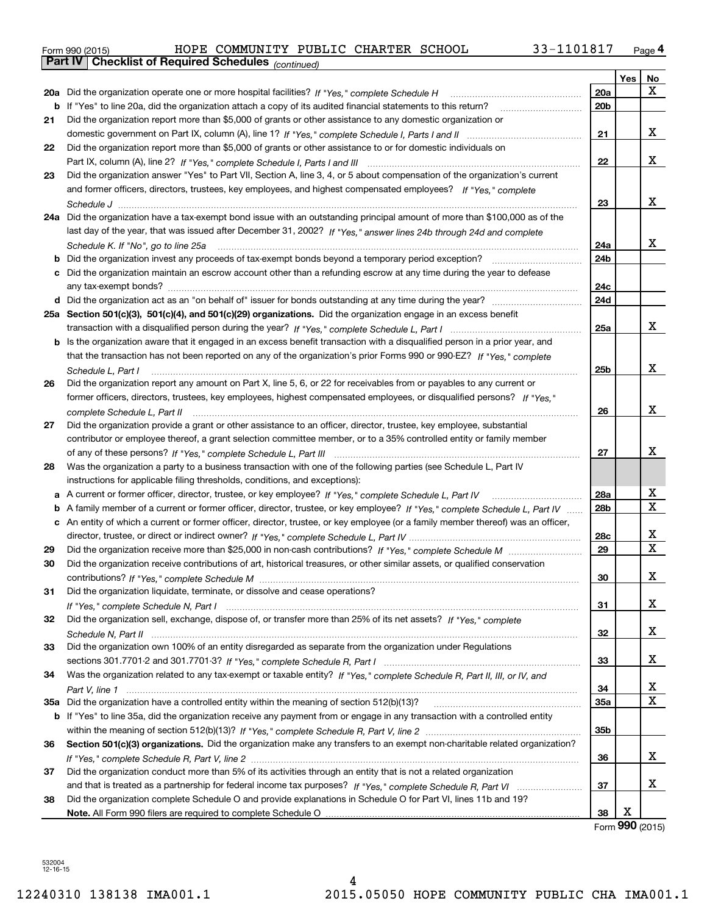Form 990 (2015) HOPE COMMUNITY PUBLIC CHARTER SCHOOL 33-1101817

## Part IV Checklist of Required Schedules *(continued)*

| | | | Yes | No |
|---|---|---|---|---|
| **20a** | Did the organization operate one or more hospital facilities? *If "Yes," complete Schedule H* | 20a | | X |
| **b** | If "Yes" to line 20a, did the organization attach a copy of its audited financial statements to this return? | 20b | | |
| **21** | Did the organization report more than $5,000 of grants or other assistance to any domestic organization or domestic government on Part IX, column (A), line 1? *If "Yes," complete Schedule I, Parts I and II* | 21 | | X |
| **22** | Did the organization report more than $5,000 of grants or other assistance to or for domestic individuals on Part IX, column (A), line 2? *If "Yes," complete Schedule I, Parts I and III* | 22 | | X |
| **23** | Did the organization answer "Yes" to Part VII, Section A, line 3, 4, or 5 about compensation of the organization's current and former officers, directors, trustees, key employees, and highest compensated employees? *If "Yes," complete Schedule J* | 23 | | X |
| **24a** | Did the organization have a tax-exempt bond issue with an outstanding principal amount of more than $100,000 as of the last day of the year, that was issued after December 31, 2002? *If "Yes," answer lines 24b through 24d and complete Schedule K. If "No", go to line 25a* | 24a | | X |
| **b** | Did the organization invest any proceeds of tax-exempt bonds beyond a temporary period exception? | 24b | | |
| **c** | Did the organization maintain an escrow account other than a refunding escrow at any time during the year to defease any tax-exempt bonds? | 24c | | |
| **d** | Did the organization act as an "on behalf of" issuer for bonds outstanding at any time during the year? | 24d | | |
| **25a** | **Section 501(c)(3), 501(c)(4), and 501(c)(29) organizations.** Did the organization engage in an excess benefit transaction with a disqualified person during the year? *If "Yes," complete Schedule L, Part I* | 25a | | X |
| **b** | Is the organization aware that it engaged in an excess benefit transaction with a disqualified person in a prior year, and that the transaction has not been reported on any of the organization's prior Forms 990 or 990-EZ? *If "Yes," complete Schedule L, Part I* | 25b | | X |
| **26** | Did the organization report any amount on Part X, line 5, 6, or 22 for receivables from or payables to any current or former officers, directors, trustees, key employees, highest compensated employees, or disqualified persons? *If "Yes," complete Schedule L, Part II* | 26 | | X |
| **27** | Did the organization provide a grant or other assistance to an officer, director, trustee, key employee, substantial contributor or employee thereof, a grant selection committee member, or to a 35% controlled entity or family member of any of these persons? *If "Yes," complete Schedule L, Part III* | 27 | | X |
| **28** | Was the organization a party to a business transaction with one of the following parties (see Schedule L, Part IV instructions for applicable filing thresholds, conditions, and exceptions): | | | |
| **a** | A current or former officer, director, trustee, or key employee? *If "Yes," complete Schedule L, Part IV* | 28a | | X |
| **b** | A family member of a current or former officer, director, trustee, or key employee? *If "Yes," complete Schedule L, Part IV* | 28b | | X |
| **c** | An entity of which a current or former officer, director, trustee, or key employee (or a family member thereof) was an officer, director, trustee, or direct or indirect owner? *If "Yes," complete Schedule L, Part IV* | 28c | | X |
| **29** | Did the organization receive more than $25,000 in non-cash contributions? *If "Yes," complete Schedule M* | 29 | | X |
| **30** | Did the organization receive contributions of art, historical treasures, or other similar assets, or qualified conservation contributions? *If "Yes," complete Schedule M* | 30 | | X |
| **31** | Did the organization liquidate, terminate, or dissolve and cease operations? *If "Yes," complete Schedule N, Part I* | 31 | | X |
| **32** | Did the organization sell, exchange, dispose of, or transfer more than 25% of its net assets? *If "Yes," complete Schedule N, Part II* | 32 | | X |
| **33** | Did the organization own 100% of an entity disregarded as separate from the organization under Regulations sections 301.7701-2 and 301.7701-3? *If "Yes," complete Schedule R, Part I* | 33 | | X |
| **34** | Was the organization related to any tax-exempt or taxable entity? *If "Yes," complete Schedule R, Part II, III, or IV, and Part V, line 1* | 34 | | X |
| **35a** | Did the organization have a controlled entity within the meaning of section 512(b)(13)? | 35a | | X |
| **b** | If "Yes" to line 35a, did the organization receive any payment from or engage in any transaction with a controlled entity within the meaning of section 512(b)(13)? *If "Yes," complete Schedule R, Part V, line 2* | 35b | | |
| **36** | **Section 501(c)(3) organizations.** Did the organization make any transfers to an exempt non-charitable related organization? *If "Yes," complete Schedule R, Part V, line 2* | 36 | | X |
| **37** | Did the organization conduct more than 5% of its activities through an entity that is not a related organization and that is treated as a partnership for federal income tax purposes? *If "Yes," complete Schedule R, Part VI* | 37 | | X |
| **38** | Did the organization complete Schedule O and provide explanations in Schedule O for Part VI, lines 11b and 19? **Note.** All Form 990 filers are required to complete Schedule O | 38 | X | |

Form **990** (2015)

532004 12-16-15

12240310 138138 IMA001.1 2015.05050 HOPE COMMUNITY PUBLIC CHA IMA001.1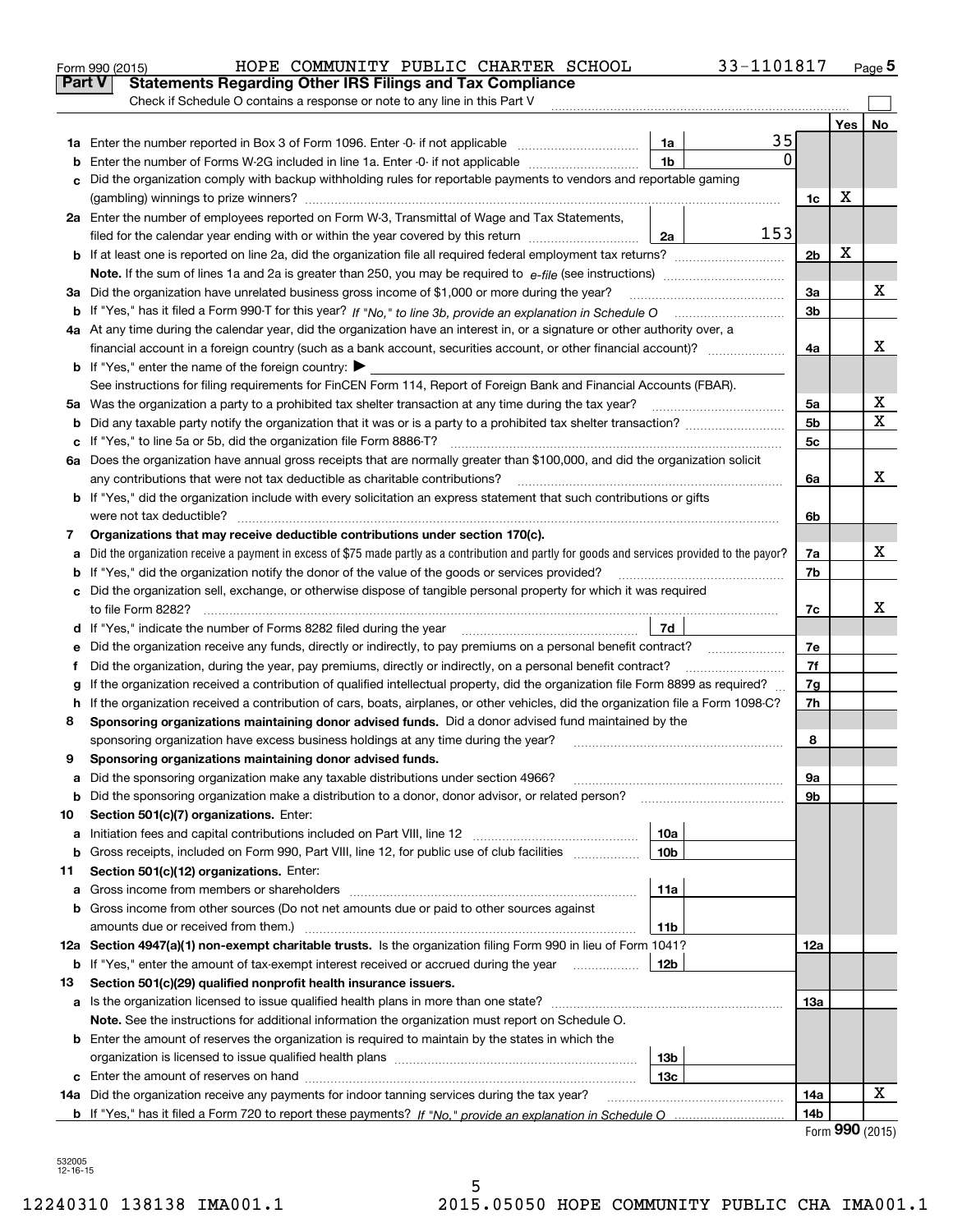Form 990 (2015) HOPE COMMUNITY PUBLIC CHARTER SCHOOL 33-1101817 Page **5**

## Part V Statements Regarding Other IRS Filings and Tax Compliance

Check if Schedule O contains a response or note to any line in this Part V ☐

| | | | | | Yes | No |
|---|---|---|---|---|---|---|
| **1a** | Enter the number reported in Box 3 of Form 1096. Enter -0- if not applicable | 1a | 35 | | | |
| **b** | Enter the number of Forms W-2G included in line 1a. Enter -0- if not applicable | 1b | 0 | | | |
| **c** | Did the organization comply with backup withholding rules for reportable payments to vendors and reportable gaming (gambling) winnings to prize winners? | | | 1c | X | |
| **2a** | Enter the number of employees reported on Form W-3, Transmittal of Wage and Tax Statements, filed for the calendar year ending with or within the year covered by this return | 2a | 153 | | | |
| **b** | If at least one is reported on line 2a, did the organization file all required federal employment tax returns? | | | 2b | X | |
| | **Note.** If the sum of lines 1a and 2a is greater than 250, you may be required to *e-file* (see instructions) | | | | | |
| **3a** | Did the organization have unrelated business gross income of $1,000 or more during the year? | | | 3a | | X |
| **b** | If "Yes," has it filed a Form 990-T for this year? *If "No," to line 3b, provide an explanation in Schedule O* | | | 3b | | |
| **4a** | At any time during the calendar year, did the organization have an interest in, or a signature or other authority over, a financial account in a foreign country (such as a bank account, securities account, or other financial account)? | | | 4a | | X |
| **b** | If "Yes," enter the name of the foreign country: ▶ | | | | | |
| | See instructions for filing requirements for FinCEN Form 114, Report of Foreign Bank and Financial Accounts (FBAR). | | | | | |
| **5a** | Was the organization a party to a prohibited tax shelter transaction at any time during the tax year? | | | 5a | | X |
| **b** | Did any taxable party notify the organization that it was or is a party to a prohibited tax shelter transaction? | | | 5b | | X |
| **c** | If "Yes," to line 5a or 5b, did the organization file Form 8886-T? | | | 5c | | |
| **6a** | Does the organization have annual gross receipts that are normally greater than $100,000, and did the organization solicit any contributions that were not tax deductible as charitable contributions? | | | 6a | | X |
| **b** | If "Yes," did the organization include with every solicitation an express statement that such contributions or gifts were not tax deductible? | | | 6b | | |
| **7** | **Organizations that may receive deductible contributions under section 170(c).** | | | | | |
| **a** | Did the organization receive a payment in excess of $75 made partly as a contribution and partly for goods and services provided to the payor? | | | 7a | | X |
| **b** | If "Yes," did the organization notify the donor of the value of the goods or services provided? | | | 7b | | |
| **c** | Did the organization sell, exchange, or otherwise dispose of tangible personal property for which it was required to file Form 8282? | | | 7c | | X |
| **d** | If "Yes," indicate the number of Forms 8282 filed during the year | 7d | | | | |
| **e** | Did the organization receive any funds, directly or indirectly, to pay premiums on a personal benefit contract? | | | 7e | | |
| **f** | Did the organization, during the year, pay premiums, directly or indirectly, on a personal benefit contract? | | | 7f | | |
| **g** | If the organization received a contribution of qualified intellectual property, did the organization file Form 8899 as required? | | | 7g | | |
| **h** | If the organization received a contribution of cars, boats, airplanes, or other vehicles, did the organization file a Form 1098-C? | | | 7h | | |
| **8** | **Sponsoring organizations maintaining donor advised funds.** Did a donor advised fund maintained by the sponsoring organization have excess business holdings at any time during the year? | | | 8 | | |
| **9** | **Sponsoring organizations maintaining donor advised funds.** | | | | | |
| **a** | Did the sponsoring organization make any taxable distributions under section 4966? | | | 9a | | |
| **b** | Did the sponsoring organization make a distribution to a donor, donor advisor, or related person? | | | 9b | | |
| **10** | **Section 501(c)(7) organizations.** Enter: | | | | | |
| **a** | Initiation fees and capital contributions included on Part VIII, line 12 | 10a | | | | |
| **b** | Gross receipts, included on Form 990, Part VIII, line 12, for public use of club facilities | 10b | | | | |
| **11** | **Section 501(c)(12) organizations.** Enter: | | | | | |
| **a** | Gross income from members or shareholders | 11a | | | | |
| **b** | Gross income from other sources (Do not net amounts due or paid to other sources against amounts due or received from them.) | 11b | | | | |
| **12a** | **Section 4947(a)(1) non-exempt charitable trusts.** Is the organization filing Form 990 in lieu of Form 1041? | | | 12a | | |
| **b** | If "Yes," enter the amount of tax-exempt interest received or accrued during the year | 12b | | | | |
| **13** | **Section 501(c)(29) qualified nonprofit health insurance issuers.** | | | | | |
| **a** | Is the organization licensed to issue qualified health plans in more than one state? | | | 13a | | |
| | **Note.** See the instructions for additional information the organization must report on Schedule O. | | | | | |
| **b** | Enter the amount of reserves the organization is required to maintain by the states in which the organization is licensed to issue qualified health plans | 13b | | | | |
| **c** | Enter the amount of reserves on hand | 13c | | | | |
| **14a** | Did the organization receive any payments for indoor tanning services during the tax year? | | | 14a | | X |
| **b** | If "Yes," has it filed a Form 720 to report these payments? *If "No," provide an explanation in Schedule O* | | | 14b | | |

Form **990** (2015)

532005 12-16-15

12240310 138138 IMA001.1 2015.05050 HOPE COMMUNITY PUBLIC CHA IMA001.1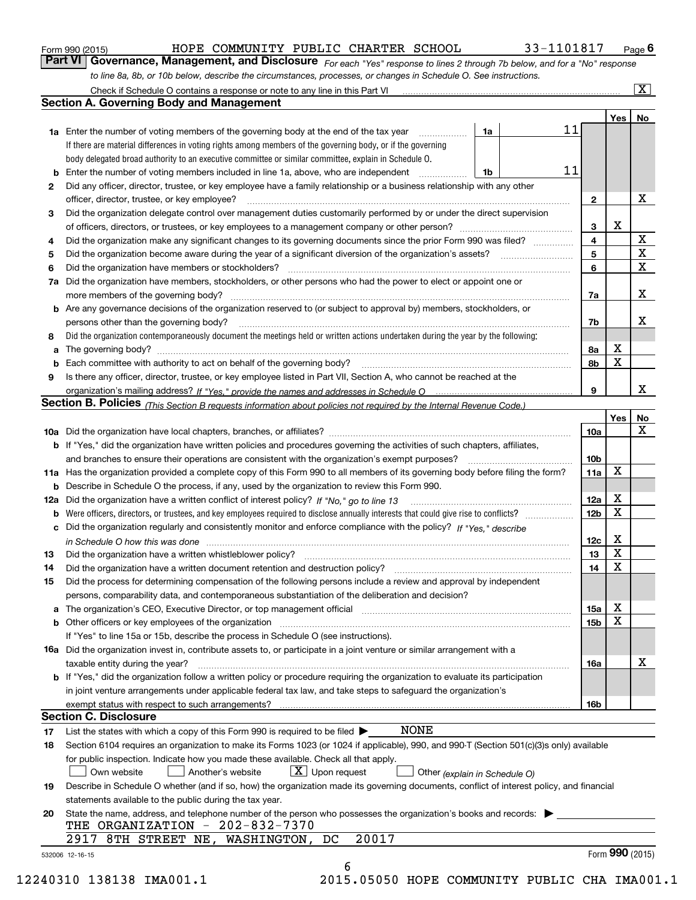Form 990 (2015) HOPE COMMUNITY PUBLIC CHARTER SCHOOL 33-1101817 Page 6

## Part VI Governance, Management, and Disclosure

*For each "Yes" response to lines 2 through 7b below, and for a "No" response to line 8a, 8b, or 10b below, describe the circumstances, processes, or changes in Schedule O. See instructions.*

Check if Schedule O contains a response or note to any line in this Part VI [X]

### Section A. Governing Body and Management

| | | | | Yes | No |
|---|---|---|---|---|---|
| 1a | Enter the number of voting members of the governing body at the end of the tax year | 1a | 11 | | |
| | If there are material differences in voting rights among members of the governing body, or if the governing body delegated broad authority to an executive committee or similar committee, explain in Schedule O. | | | | |
| b | Enter the number of voting members included in line 1a, above, who are independent | 1b | 11 | | |
| 2 | Did any officer, director, trustee, or key employee have a family relationship or a business relationship with any other officer, director, trustee, or key employee? | 2 | | | X |
| 3 | Did the organization delegate control over management duties customarily performed by or under the direct supervision of officers, directors, or trustees, or key employees to a management company or other person? | 3 | | X | |
| 4 | Did the organization make any significant changes to its governing documents since the prior Form 990 was filed? | 4 | | | X |
| 5 | Did the organization become aware during the year of a significant diversion of the organization's assets? | 5 | | | X |
| 6 | Did the organization have members or stockholders? | 6 | | | X |
| 7a | Did the organization have members, stockholders, or other persons who had the power to elect or appoint one or more members of the governing body? | 7a | | | X |
| b | Are any governance decisions of the organization reserved to (or subject to approval by) members, stockholders, or persons other than the governing body? | 7b | | | X |
| 8 | Did the organization contemporaneously document the meetings held or written actions undertaken during the year by the following: | | | | |
| a | The governing body? | 8a | | X | |
| b | Each committee with authority to act on behalf of the governing body? | 8b | | X | |
| 9 | Is there any officer, director, trustee, or key employee listed in Part VII, Section A, who cannot be reached at the organization's mailing address? *If "Yes," provide the names and addresses in Schedule O* | 9 | | | X |

### Section B. Policies *(This Section B requests information about policies not required by the Internal Revenue Code.)*

| | | | Yes | No |
|---|---|---|---|---|
| 10a | Did the organization have local chapters, branches, or affiliates? | 10a | | X |
| b | If "Yes," did the organization have written policies and procedures governing the activities of such chapters, affiliates, and branches to ensure their operations are consistent with the organization's exempt purposes? | 10b | | |
| 11a | Has the organization provided a complete copy of this Form 990 to all members of its governing body before filing the form? | 11a | X | |
| b | Describe in Schedule O the process, if any, used by the organization to review this Form 990. | | | |
| 12a | Did the organization have a written conflict of interest policy? *If "No," go to line 13* | 12a | X | |
| b | Were officers, directors, or trustees, and key employees required to disclose annually interests that could give rise to conflicts? | 12b | X | |
| c | Did the organization regularly and consistently monitor and enforce compliance with the policy? *If "Yes," describe in Schedule O how this was done* | 12c | X | |
| 13 | Did the organization have a written whistleblower policy? | 13 | X | |
| 14 | Did the organization have a written document retention and destruction policy? | 14 | X | |
| 15 | Did the process for determining compensation of the following persons include a review and approval by independent persons, comparability data, and contemporaneous substantiation of the deliberation and decision? | | | |
| a | The organization's CEO, Executive Director, or top management official | 15a | X | |
| b | Other officers or key employees of the organization | 15b | X | |
| | If "Yes" to line 15a or 15b, describe the process in Schedule O (see instructions). | | | |
| 16a | Did the organization invest in, contribute assets to, or participate in a joint venture or similar arrangement with a taxable entity during the year? | 16a | | X |
| b | If "Yes," did the organization follow a written policy or procedure requiring the organization to evaluate its participation in joint venture arrangements under applicable federal tax law, and take steps to safeguard the organization's exempt status with respect to such arrangements? | 16b | | |

### Section C. Disclosure

17 List the states with which a copy of this Form 990 is required to be filed ▶ NONE

18 Section 6104 requires an organization to make its Forms 1023 (or 1024 if applicable), 990, and 990-T (Section 501(c)(3)s only) available for public inspection. Indicate how you made these available. Check all that apply.

[ ] Own website [ ] Another's website [X] Upon request [ ] Other *(explain in Schedule O)*

19 Describe in Schedule O whether (and if so, how) the organization made its governing documents, conflict of interest policy, and financial statements available to the public during the tax year.

20 State the name, address, and telephone number of the person who possesses the organization's books and records: ▶

THE ORGANIZATION - 202-832-7370
2917 8TH STREET NE, WASHINGTON, DC 20017

532006 12-16-15 Form **990** (2015)

12240310 138138 IMA001.1 2015.05050 HOPE COMMUNITY PUBLIC CHA IMA001.1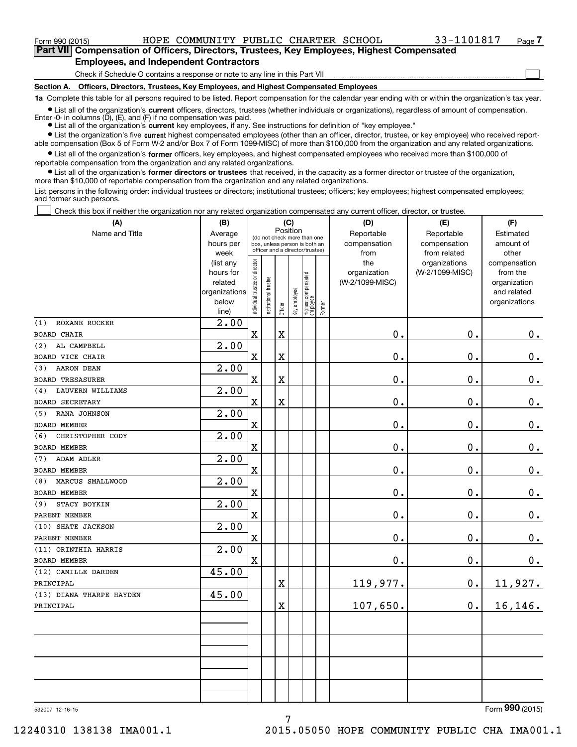Form 990 (2015) HOPE COMMUNITY PUBLIC CHARTER SCHOOL 33-1101817

## Part VII Compensation of Officers, Directors, Trustees, Key Employees, Highest Compensated Employees, and Independent Contractors

Check if Schedule O contains a response or note to any line in this Part VII

### Section A. Officers, Directors, Trustees, Key Employees, and Highest Compensated Employees

**1a** Complete this table for all persons required to be listed. Report compensation for the calendar year ending with or within the organization's tax year.

- List all of the organization's **current** officers, directors, trustees (whether individuals or organizations), regardless of amount of compensation. Enter -0- in columns (D), (E), and (F) if no compensation was paid.
- List all of the organization's **current** key employees, if any. See instructions for definition of "key employee."
- List the organization's five **current** highest compensated employees (other than an officer, director, trustee, or key employee) who received reportable compensation (Box 5 of Form W-2 and/or Box 7 of Form 1099-MISC) of more than $100,000 from the organization and any related organizations.
- List all of the organization's **former** officers, key employees, and highest compensated employees who received more than $100,000 of reportable compensation from the organization and any related organizations.
- List all of the organization's **former directors or trustees** that received, in the capacity as a former director or trustee of the organization, more than $10,000 of reportable compensation from the organization and any related organizations.

List persons in the following order: individual trustees or directors; institutional trustees; officers; key employees; highest compensated employees; and former such persons.

Check this box if neither the organization nor any related organization compensated any current officer, director, or trustee.

| (A) Name and Title | (B) Average hours per week (list any hours for related organizations below line) | (C) Position: Individual trustee or director | Institutional trustee | Officer | Key employee | Highest compensated employee | Former | (D) Reportable compensation from the organization (W-2/1099-MISC) | (E) Reportable compensation from related organizations (W-2/1099-MISC) | (F) Estimated amount of other compensation from the organization and related organizations |
|---|---|---|---|---|---|---|---|---|---|---|
| (1) ROXANE RUCKER<br>BOARD CHAIR | 2.00 | X | | X | | | | 0. | 0. | 0. |
| (2) AL CAMPBELL<br>BOARD VICE CHAIR | 2.00 | X | | X | | | | 0. | 0. | 0. |
| (3) AARON DEAN<br>BOARD TRESASURER | 2.00 | X | | X | | | | 0. | 0. | 0. |
| (4) LAUVERN WILLIAMS<br>BOARD SECRETARY | 2.00 | X | | X | | | | 0. | 0. | 0. |
| (5) RANA JOHNSON<br>BOARD MEMBER | 2.00 | X | | | | | | 0. | 0. | 0. |
| (6) CHRISTOPHER CODY<br>BOARD MEMBER | 2.00 | X | | | | | | 0. | 0. | 0. |
| (7) ADAM ADLER<br>BOARD MEMBER | 2.00 | X | | | | | | 0. | 0. | 0. |
| (8) MARCUS SMALLWOOD<br>BOARD MEMBER | 2.00 | X | | | | | | 0. | 0. | 0. |
| (9) STACY BOYKIN<br>PARENT MEMBER | 2.00 | X | | | | | | 0. | 0. | 0. |
| (10) SHATE JACKSON<br>PARENT MEMBER | 2.00 | X | | | | | | 0. | 0. | 0. |
| (11) ORINTHIA HARRIS<br>BOARD MEMBER | 2.00 | X | | | | | | 0. | 0. | 0. |
| (12) CAMILLE DARDEN<br>PRINCIPAL | 45.00 | | | X | | | | 119,977. | 0. | 11,927. |
| (13) DIANA THARPE HAYDEN<br>PRINCIPAL | 45.00 | | | X | | | | 107,650. | 0. | 16,146. |

532007 12-16-15

Form **990** (2015)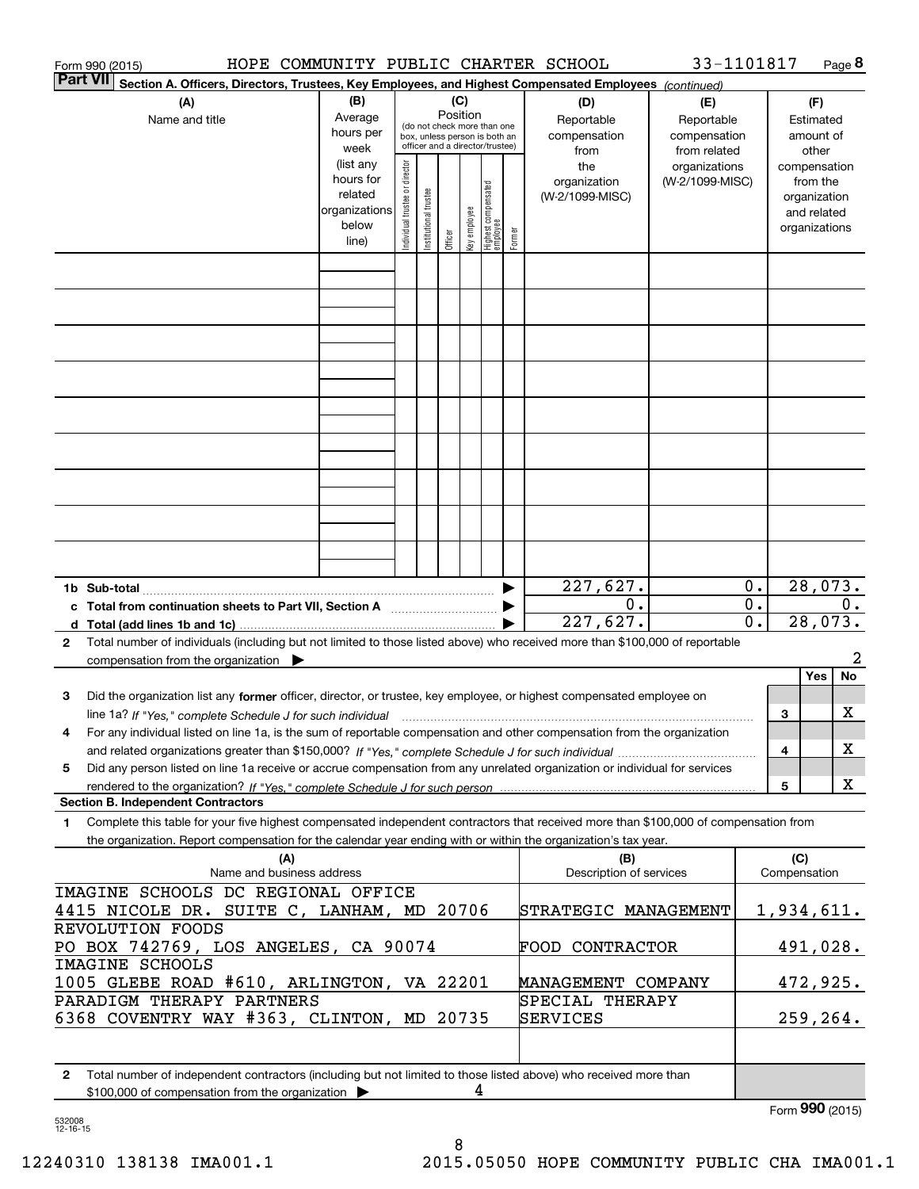Form 990 (2015) HOPE COMMUNITY PUBLIC CHARTER SCHOOL 33-1101817 Page 8

**Part VII Section A. Officers, Directors, Trustees, Key Employees, and Highest Compensated Employees** *(continued)*

| (A) Name and title | (B) Average hours per week (list any hours for related organizations below line) | (C) Position (do not check more than one box, unless person is both an officer and a director/trustee): Individual trustee or director | Institutional trustee | Officer | Key employee | Highest compensated employee | Former | (D) Reportable compensation from the organization (W-2/1099-MISC) | (E) Reportable compensation from related organizations (W-2/1099-MISC) | (F) Estimated amount of other compensation from the organization and related organizations |
|---|---|---|---|---|---|---|---|---|---|---|
| | | | | | | | | | | |
| | | | | | | | | | | |
| | | | | | | | | | | |
| | | | | | | | | | | |
| | | | | | | | | | | |
| | | | | | | | | | | |
| | | | | | | | | | | |
| | | | | | | | | | | |
| | | | | | | | | | | |
| **1b Sub-total** | | | | | | | ▶ | 227,627. | 0. | 28,073. |
| **c Total from continuation sheets to Part VII, Section A** | | | | | | | ▶ | 0. | 0. | 0. |
| **d Total (add lines 1b and 1c)** | | | | | | | ▶ | 227,627. | 0. | 28,073. |

**2** Total number of individuals (including but not limited to those listed above) who received more than $100,000 of reportable compensation from the organization ▶ 2

| | | Yes | No |
|---|---|---|---|
| **3** Did the organization list any **former** officer, director, or trustee, key employee, or highest compensated employee on line 1a? *If "Yes," complete Schedule J for such individual* | 3 | | X |
| **4** For any individual listed on line 1a, is the sum of reportable compensation and other compensation from the organization and related organizations greater than $150,000? *If "Yes," complete Schedule J for such individual* | 4 | | X |
| **5** Did any person listed on line 1a receive or accrue compensation from any unrelated organization or individual for services rendered to the organization? *If "Yes," complete Schedule J for such person* | 5 | | X |

**Section B. Independent Contractors**

**1** Complete this table for your five highest compensated independent contractors that received more than $100,000 of compensation from the organization. Report compensation for the calendar year ending with or within the organization's tax year.

| (A) Name and business address | (B) Description of services | (C) Compensation |
|---|---|---|
| IMAGINE SCHOOLS DC REGIONAL OFFICE<br>4415 NICOLE DR. SUITE C, LANHAM, MD 20706 | STRATEGIC MANAGEMENT | 1,934,611. |
| REVOLUTION FOODS<br>PO BOX 742769, LOS ANGELES, CA 90074 | FOOD CONTRACTOR | 491,028. |
| IMAGINE SCHOOLS<br>1005 GLEBE ROAD #610, ARLINGTON, VA 22201 | MANAGEMENT COMPANY | 472,925. |
| PARADIGM THERAPY PARTNERS<br>6368 COVENTRY WAY #363, CLINTON, MD 20735 | SPECIAL THERAPY SERVICES | 259,264. |
| | | |

**2** Total number of independent contractors (including but not limited to those listed above) who received more than $100,000 of compensation from the organization ▶ 4

Form **990** (2015)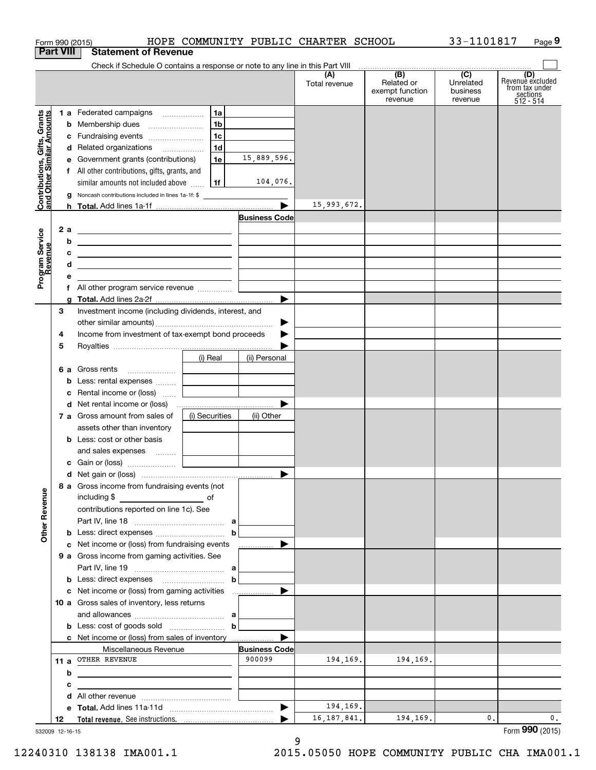Form 990 (2015) HOPE COMMUNITY PUBLIC CHARTER SCHOOL 33-1101817 Page 9

## Part VIII Statement of Revenue

Check if Schedule O contains a response or note to any line in this Part VIII ☐

| | | | (A) Total revenue | (B) Related or exempt function revenue | (C) Unrelated business revenue | (D) Revenue excluded from tax under sections 512 - 514 |
|---|---|---|---|---|---|---|
| **Contributions, Gifts, Grants and Other Similar Amounts** | | | | | | |
| 1 a Federated campaigns | 1a | | | | | |
| b Membership dues | 1b | | | | | |
| c Fundraising events | 1c | | | | | |
| d Related organizations | 1d | | | | | |
| e Government grants (contributions) | 1e | 15,889,596. | | | | |
| f All other contributions, gifts, grants, and similar amounts not included above | 1f | 104,076. | | | | |
| g Noncash contributions included in lines 1a-1f: $ | | | | | | |
| h **Total.** Add lines 1a-1f | | ▶ | 15,993,672. | | | |
| **Program Service Revenue** | | **Business Code** | | | | |
| 2 a | | | | | | |
| b | | | | | | |
| c | | | | | | |
| d | | | | | | |
| e | | | | | | |
| f All other program service revenue | | | | | | |
| g **Total.** Add lines 2a-2f | | ▶ | | | | |
| **Other Revenue** | | | | | | |
| 3 Investment income (including dividends, interest, and other similar amounts) | | ▶ | | | | |
| 4 Income from investment of tax-exempt bond proceeds | | ▶ | | | | |
| 5 Royalties | | ▶ | | | | |
| | (i) Real | (ii) Personal | | | | |
| 6 a Gross rents | | | | | | |
| b Less: rental expenses | | | | | | |
| c Rental income or (loss) | | | | | | |
| d Net rental income or (loss) | | ▶ | | | | |
| | (i) Securities | (ii) Other | | | | |
| 7 a Gross amount from sales of assets other than inventory | | | | | | |
| b Less: cost or other basis and sales expenses | | | | | | |
| c Gain or (loss) | | | | | | |
| d Net gain or (loss) | | ▶ | | | | |
| 8 a Gross income from fundraising events (not including $ of contributions reported on line 1c). See Part IV, line 18 | a | | | | | |
| b Less: direct expenses | b | | | | | |
| c Net income or (loss) from fundraising events | | ▶ | | | | |
| 9 a Gross income from gaming activities. See Part IV, line 19 | a | | | | | |
| b Less: direct expenses | b | | | | | |
| c Net income or (loss) from gaming activities | | ▶ | | | | |
| 10 a Gross sales of inventory, less returns and allowances | a | | | | | |
| b Less: cost of goods sold | b | | | | | |
| c Net income or (loss) from sales of inventory | | ▶ | | | | |
| Miscellaneous Revenue | | **Business Code** | | | | |
| 11 a OTHER REVENUE | | 900099 | 194,169. | 194,169. | | |
| b | | | | | | |
| c | | | | | | |
| d All other revenue | | | | | | |
| e **Total.** Add lines 11a-11d | | ▶ | 194,169. | | | |
| 12 **Total revenue.** See instructions. | | ▶ | 16,187,841. | 194,169. | 0. | 0. |

532009 12-16-15 Form **990** (2015)

12240310 138138 IMA001.1 2015.05050 HOPE COMMUNITY PUBLIC CHA IMA001.1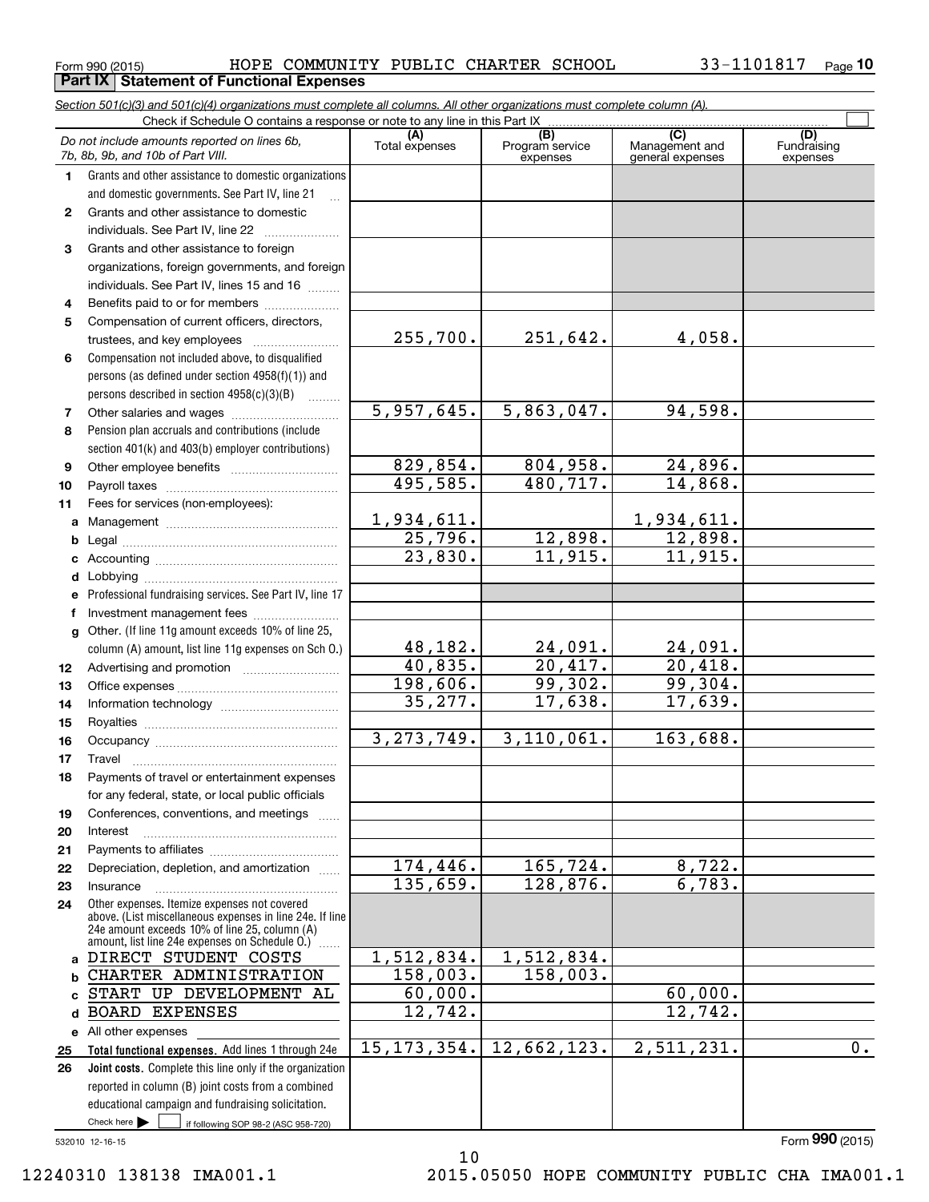Form 990 (2015) HOPE COMMUNITY PUBLIC CHARTER SCHOOL 33-1101817

## Part IX Statement of Functional Expenses

*Section 501(c)(3) and 501(c)(4) organizations must complete all columns. All other organizations must complete column (A).*

Check if Schedule O contains a response or note to any line in this Part IX

| *Do not include amounts reported on lines 6b, 7b, 8b, 9b, and 10b of Part VIII.* | (A) Total expenses | (B) Program service expenses | (C) Management and general expenses | (D) Fundraising expenses |
|---|---|---|---|---|
| **1** Grants and other assistance to domestic organizations and domestic governments. See Part IV, line 21 | | | | |
| **2** Grants and other assistance to domestic individuals. See Part IV, line 22 | | | | |
| **3** Grants and other assistance to foreign organizations, foreign governments, and foreign individuals. See Part IV, lines 15 and 16 | | | | |
| **4** Benefits paid to or for members | | | | |
| **5** Compensation of current officers, directors, trustees, and key employees | 255,700. | 251,642. | 4,058. | |
| **6** Compensation not included above, to disqualified persons (as defined under section 4958(f)(1)) and persons described in section 4958(c)(3)(B) | | | | |
| **7** Other salaries and wages | 5,957,645. | 5,863,047. | 94,598. | |
| **8** Pension plan accruals and contributions (include section 401(k) and 403(b) employer contributions) | | | | |
| **9** Other employee benefits | 829,854. | 804,958. | 24,896. | |
| **10** Payroll taxes | 495,585. | 480,717. | 14,868. | |
| **11** Fees for services (non-employees): | | | | |
| **a** Management | 1,934,611. | | 1,934,611. | |
| **b** Legal | 25,796. | 12,898. | 12,898. | |
| **c** Accounting | 23,830. | 11,915. | 11,915. | |
| **d** Lobbying | | | | |
| **e** Professional fundraising services. See Part IV, line 17 | | | | |
| **f** Investment management fees | | | | |
| **g** Other. (If line 11g amount exceeds 10% of line 25, column (A) amount, list line 11g expenses on Sch O.) | 48,182. | 24,091. | 24,091. | |
| **12** Advertising and promotion | 40,835. | 20,417. | 20,418. | |
| **13** Office expenses | 198,606. | 99,302. | 99,304. | |
| **14** Information technology | 35,277. | 17,638. | 17,639. | |
| **15** Royalties | | | | |
| **16** Occupancy | 3,273,749. | 3,110,061. | 163,688. | |
| **17** Travel | | | | |
| **18** Payments of travel or entertainment expenses for any federal, state, or local public officials | | | | |
| **19** Conferences, conventions, and meetings | | | | |
| **20** Interest | | | | |
| **21** Payments to affiliates | | | | |
| **22** Depreciation, depletion, and amortization | 174,446. | 165,724. | 8,722. | |
| **23** Insurance | 135,659. | 128,876. | 6,783. | |
| **24** Other expenses. Itemize expenses not covered above. (List miscellaneous expenses in line 24e. If line 24e amount exceeds 10% of line 25, column (A) amount, list line 24e expenses on Schedule O.) | | | | |
| **a** DIRECT STUDENT COSTS | 1,512,834. | 1,512,834. | | |
| **b** CHARTER ADMINISTRATION | 158,003. | 158,003. | | |
| **c** START UP DEVELOPMENT AL | 60,000. | | 60,000. | |
| **d** BOARD EXPENSES | 12,742. | | 12,742. | |
| **e** All other expenses | | | | |
| **25** **Total functional expenses.** Add lines 1 through 24e | 15,173,354. | 12,662,123. | 2,511,231. | 0. |
| **26** **Joint costs.** Complete this line only if the organization reported in column (B) joint costs from a combined educational campaign and fundraising solicitation. Check here ☐ if following SOP 98-2 (ASC 958-720) | | | | |

Form **990** (2015)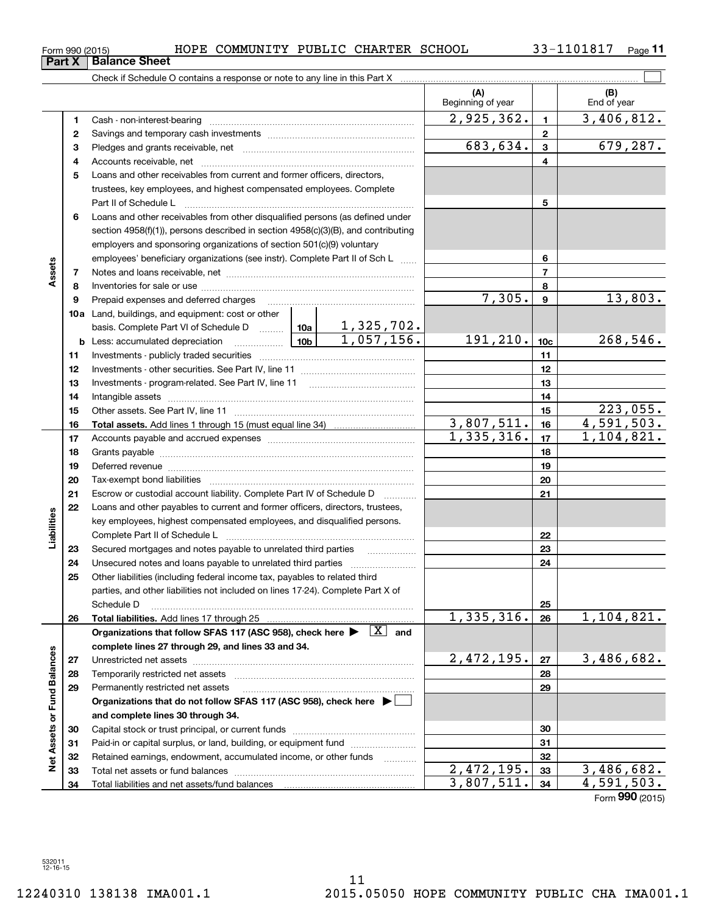Form 990 (2015) HOPE COMMUNITY PUBLIC CHARTER SCHOOL 33-1101817

## Part X Balance Sheet

Check if Schedule O contains a response or note to any line in this Part X ☐

| | | | | (A) Beginning of year | | (B) End of year |
|---|---|---|---|---|---|---|
| Assets | 1 | Cash - non-interest-bearing | | 2,925,362. | 1 | 3,406,812. |
| | 2 | Savings and temporary cash investments | | | 2 | |
| | 3 | Pledges and grants receivable, net | | 683,634. | 3 | 679,287. |
| | 4 | Accounts receivable, net | | | 4 | |
| | 5 | Loans and other receivables from current and former officers, directors, trustees, key employees, and highest compensated employees. Complete Part II of Schedule L | | | 5 | |
| | 6 | Loans and other receivables from other disqualified persons (as defined under section 4958(f)(1)), persons described in section 4958(c)(3)(B), and contributing employers and sponsoring organizations of section 501(c)(9) voluntary employees' beneficiary organizations (see instr). Complete Part II of Sch L | | | 6 | |
| | 7 | Notes and loans receivable, net | | | 7 | |
| | 8 | Inventories for sale or use | | | 8 | |
| | 9 | Prepaid expenses and deferred charges | | 7,305. | 9 | 13,803. |
| | 10a | Land, buildings, and equipment: cost or other basis. Complete Part VI of Schedule D | 10a 1,325,702. | | | |
| | b | Less: accumulated depreciation | 10b 1,057,156. | 191,210. | 10c | 268,546. |
| | 11 | Investments - publicly traded securities | | | 11 | |
| | 12 | Investments - other securities. See Part IV, line 11 | | | 12 | |
| | 13 | Investments - program-related. See Part IV, line 11 | | | 13 | |
| | 14 | Intangible assets | | | 14 | |
| | 15 | Other assets. See Part IV, line 11 | | | 15 | 223,055. |
| | 16 | **Total assets.** Add lines 1 through 15 (must equal line 34) | | 3,807,511. | 16 | 4,591,503. |
| Liabilities | 17 | Accounts payable and accrued expenses | | 1,335,316. | 17 | 1,104,821. |
| | 18 | Grants payable | | | 18 | |
| | 19 | Deferred revenue | | | 19 | |
| | 20 | Tax-exempt bond liabilities | | | 20 | |
| | 21 | Escrow or custodial account liability. Complete Part IV of Schedule D | | | 21 | |
| | 22 | Loans and other payables to current and former officers, directors, trustees, key employees, highest compensated employees, and disqualified persons. Complete Part II of Schedule L | | | 22 | |
| | 23 | Secured mortgages and notes payable to unrelated third parties | | | 23 | |
| | 24 | Unsecured notes and loans payable to unrelated third parties | | | 24 | |
| | 25 | Other liabilities (including federal income tax, payables to related third parties, and other liabilities not included on lines 17-24). Complete Part X of Schedule D | | | 25 | |
| | 26 | **Total liabilities.** Add lines 17 through 25 | | 1,335,316. | 26 | 1,104,821. |
| Net Assets or Fund Balances | | **Organizations that follow SFAS 117 (ASC 958), check here ▶ [X] and complete lines 27 through 29, and lines 33 and 34.** | | | | |
| | 27 | Unrestricted net assets | | 2,472,195. | 27 | 3,486,682. |
| | 28 | Temporarily restricted net assets | | | 28 | |
| | 29 | Permanently restricted net assets | | | 29 | |
| | | **Organizations that do not follow SFAS 117 (ASC 958), check here ▶ ☐ and complete lines 30 through 34.** | | | | |
| | 30 | Capital stock or trust principal, or current funds | | | 30 | |
| | 31 | Paid-in or capital surplus, or land, building, or equipment fund | | | 31 | |
| | 32 | Retained earnings, endowment, accumulated income, or other funds | | | 32 | |
| | 33 | Total net assets or fund balances | | 2,472,195. | 33 | 3,486,682. |
| | 34 | Total liabilities and net assets/fund balances | | 3,807,511. | 34 | 4,591,503. |

Form **990** (2015)

532011 12-16-15

12240310 138138 IMA001.1 2015.05050 HOPE COMMUNITY PUBLIC CHA IMA001.1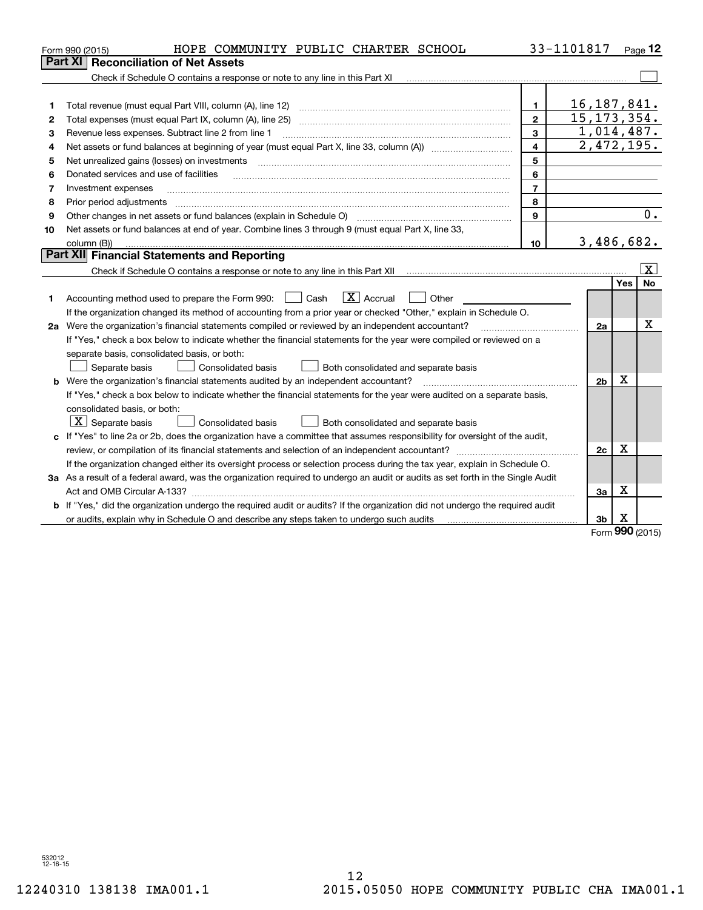Form 990 (2015) HOPE COMMUNITY PUBLIC CHARTER SCHOOL 33-1101817

## Part XI Reconciliation of Net Assets

Check if Schedule O contains a response or note to any line in this Part XI ☐

| | | | |
|---|---|---|---|
| 1 | Total revenue (must equal Part VIII, column (A), line 12) | 1 | 16,187,841. |
| 2 | Total expenses (must equal Part IX, column (A), line 25) | 2 | 15,173,354. |
| 3 | Revenue less expenses. Subtract line 2 from line 1 | 3 | 1,014,487. |
| 4 | Net assets or fund balances at beginning of year (must equal Part X, line 33, column (A)) | 4 | 2,472,195. |
| 5 | Net unrealized gains (losses) on investments | 5 | |
| 6 | Donated services and use of facilities | 6 | |
| 7 | Investment expenses | 7 | |
| 8 | Prior period adjustments | 8 | |
| 9 | Other changes in net assets or fund balances (explain in Schedule O) | 9 | 0. |
| 10 | Net assets or fund balances at end of year. Combine lines 3 through 9 (must equal Part X, line 33, column (B)) | 10 | 3,486,682. |

## Part XII Financial Statements and Reporting

Check if Schedule O contains a response or note to any line in this Part XII ☒

| | | | Yes | No |
|---|---|---|---|---|
| 1 | Accounting method used to prepare the Form 990: ☐ Cash ☒ Accrual ☐ Other<br>If the organization changed its method of accounting from a prior year or checked "Other," explain in Schedule O. | | | |
| 2a | Were the organization's financial statements compiled or reviewed by an independent accountant?<br>If "Yes," check a box below to indicate whether the financial statements for the year were compiled or reviewed on a separate basis, consolidated basis, or both:<br>☐ Separate basis ☐ Consolidated basis ☐ Both consolidated and separate basis | 2a | | X |
| b | Were the organization's financial statements audited by an independent accountant?<br>If "Yes," check a box below to indicate whether the financial statements for the year were audited on a separate basis, consolidated basis, or both:<br>☒ Separate basis ☐ Consolidated basis ☐ Both consolidated and separate basis | 2b | X | |
| c | If "Yes" to line 2a or 2b, does the organization have a committee that assumes responsibility for oversight of the audit, review, or compilation of its financial statements and selection of an independent accountant?<br>If the organization changed either its oversight process or selection process during the tax year, explain in Schedule O. | 2c | X | |
| 3a | As a result of a federal award, was the organization required to undergo an audit or audits as set forth in the Single Audit Act and OMB Circular A-133? | 3a | X | |
| b | If "Yes," did the organization undergo the required audit or audits? If the organization did not undergo the required audit or audits, explain why in Schedule O and describe any steps taken to undergo such audits | 3b | X | |

Form 990 (2015)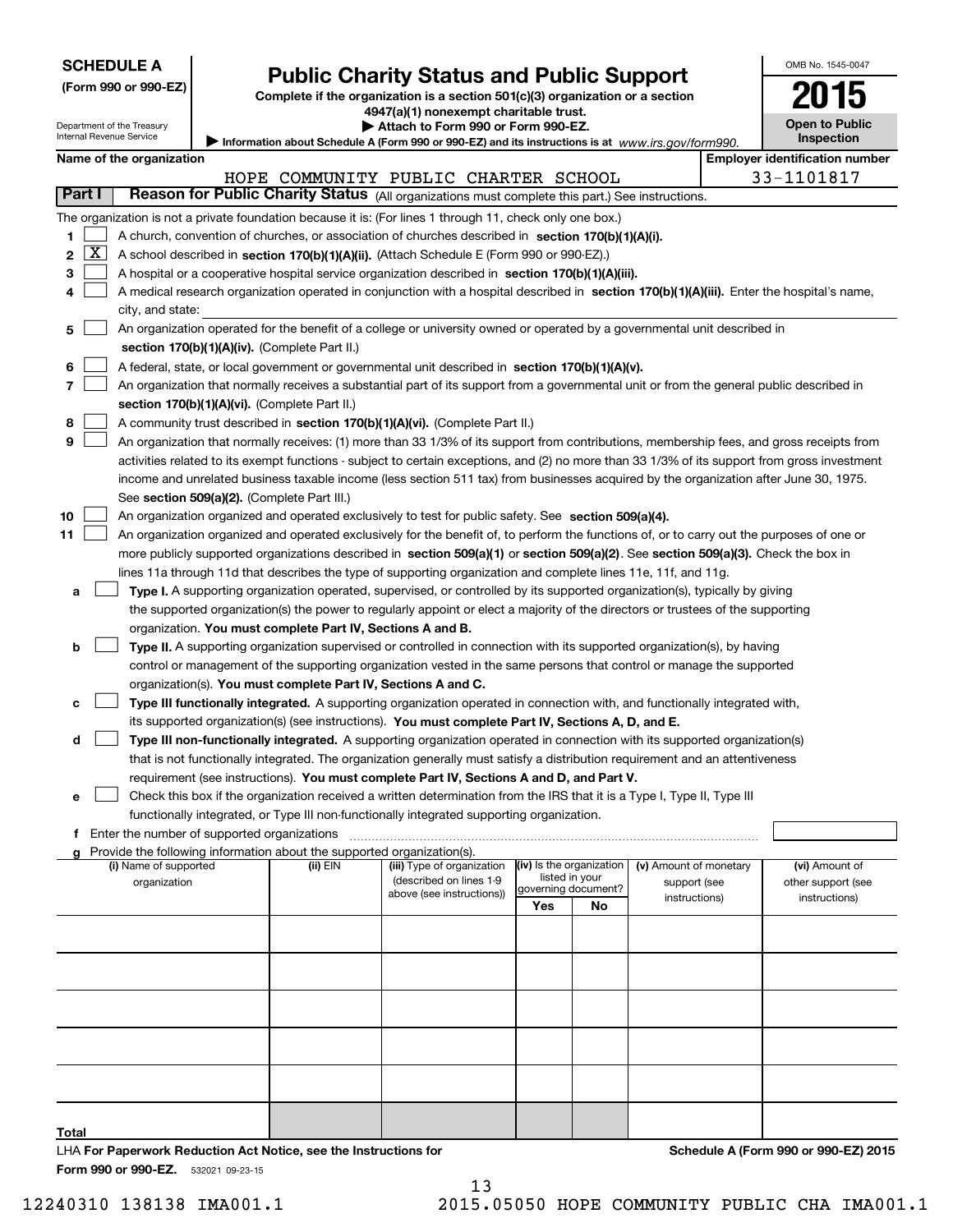**SCHEDULE A**
**(Form 990 or 990-EZ)**

Department of the Treasury
Internal Revenue Service

# Public Charity Status and Public Support

**Complete if the organization is a section 501(c)(3) organization or a section 4947(a)(1) nonexempt charitable trust.**
**▶ Attach to Form 990 or Form 990-EZ.**
**▶ Information about Schedule A (Form 990 or 990-EZ) and its instructions is at** *www.irs.gov/form990.*

OMB No. 1545-0047
**2015**
**Open to Public Inspection**

**Name of the organization:** HOPE COMMUNITY PUBLIC CHARTER SCHOOL
**Employer identification number:** 33-1101817

## Part I — Reason for Public Charity Status (All organizations must complete this part.) See instructions.

The organization is not a private foundation because it is: (For lines 1 through 11, check only one box.)

1. [ ] A church, convention of churches, or association of churches described in **section 170(b)(1)(A)(i).**
2. [X] A school described in **section 170(b)(1)(A)(ii).** (Attach Schedule E (Form 990 or 990-EZ).)
3. [ ] A hospital or a cooperative hospital service organization described in **section 170(b)(1)(A)(iii).**
4. [ ] A medical research organization operated in conjunction with a hospital described in **section 170(b)(1)(A)(iii).** Enter the hospital's name, city, and state:
5. [ ] An organization operated for the benefit of a college or university owned or operated by a governmental unit described in **section 170(b)(1)(A)(iv).** (Complete Part II.)
6. [ ] A federal, state, or local government or governmental unit described in **section 170(b)(1)(A)(v).**
7. [ ] An organization that normally receives a substantial part of its support from a governmental unit or from the general public described in **section 170(b)(1)(A)(vi).** (Complete Part II.)
8. [ ] A community trust described in **section 170(b)(1)(A)(vi).** (Complete Part II.)
9. [ ] An organization that normally receives: (1) more than 33 1/3% of its support from contributions, membership fees, and gross receipts from activities related to its exempt functions - subject to certain exceptions, and (2) no more than 33 1/3% of its support from gross investment income and unrelated business taxable income (less section 511 tax) from businesses acquired by the organization after June 30, 1975. See **section 509(a)(2).** (Complete Part III.)
10. [ ] An organization organized and operated exclusively to test for public safety. See **section 509(a)(4).**
11. [ ] An organization organized and operated exclusively for the benefit of, to perform the functions of, or to carry out the purposes of one or more publicly supported organizations described in **section 509(a)(1)** or **section 509(a)(2)**. See **section 509(a)(3).** Check the box in lines 11a through 11d that describes the type of supporting organization and complete lines 11e, 11f, and 11g.
   - **a** [ ] **Type I.** A supporting organization operated, supervised, or controlled by its supported organization(s), typically by giving the supported organization(s) the power to regularly appoint or elect a majority of the directors or trustees of the supporting organization. **You must complete Part IV, Sections A and B.**
   - **b** [ ] **Type II.** A supporting organization supervised or controlled in connection with its supported organization(s), by having control or management of the supporting organization vested in the same persons that control or manage the supported organization(s). **You must complete Part IV, Sections A and C.**
   - **c** [ ] **Type III functionally integrated.** A supporting organization operated in connection with, and functionally integrated with, its supported organization(s) (see instructions). **You must complete Part IV, Sections A, D, and E.**
   - **d** [ ] **Type III non-functionally integrated.** A supporting organization operated in connection with its supported organization(s) that is not functionally integrated. The organization generally must satisfy a distribution requirement and an attentiveness requirement (see instructions). **You must complete Part IV, Sections A and D, and Part V.**
   - **e** [ ] Check this box if the organization received a written determination from the IRS that it is a Type I, Type II, Type III functionally integrated, or Type III non-functionally integrated supporting organization.
   - **f** Enter the number of supported organizations
   - **g** Provide the following information about the supported organization(s).

| (i) Name of supported organization | (ii) EIN | (iii) Type of organization (described on lines 1-9 above (see instructions)) | (iv) Is the organization listed in your governing document? Yes | No | (v) Amount of monetary support (see instructions) | (vi) Amount of other support (see instructions) |
|---|---|---|---|---|---|---|
| | | | | | | |
| | | | | | | |
| | | | | | | |
| | | | | | | |
| | | | | | | |
| **Total** | | | | | | |

LHA **For Paperwork Reduction Act Notice, see the Instructions for Form 990 or 990-EZ.** 532021 09-23-15

**Schedule A (Form 990 or 990-EZ) 2015**

12240310 138138 IMA001.1 2015.05050 HOPE COMMUNITY PUBLIC CHA IMA001.1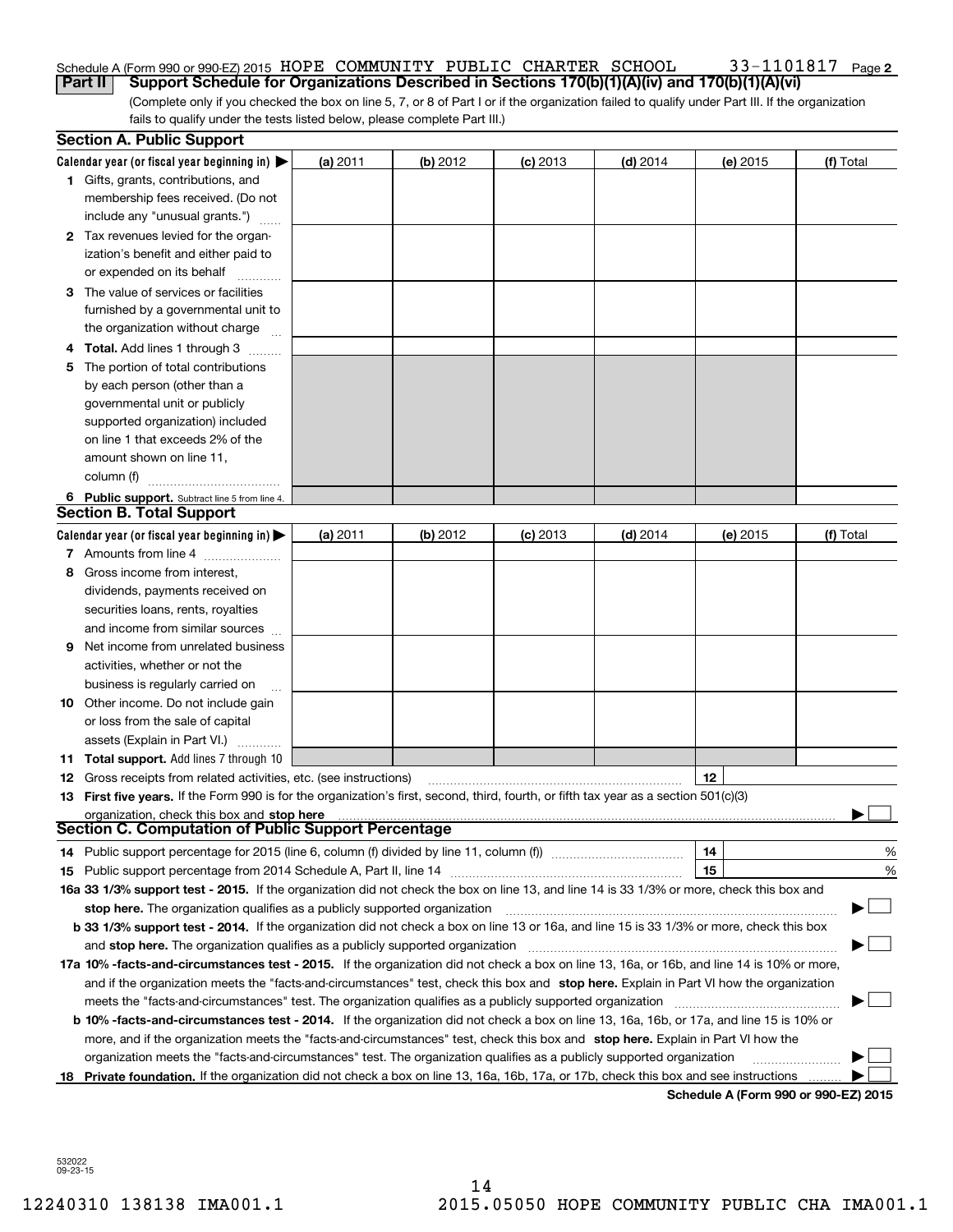Schedule A (Form 990 or 990-EZ) 2015 HOPE COMMUNITY PUBLIC CHARTER SCHOOL 33-1101817 Page 2

**Part II Support Schedule for Organizations Described in Sections 170(b)(1)(A)(iv) and 170(b)(1)(A)(vi)**

(Complete only if you checked the box on line 5, 7, or 8 of Part I or if the organization failed to qualify under Part III. If the organization fails to qualify under the tests listed below, please complete Part III.)

### Section A. Public Support

| Calendar year (or fiscal year beginning in) ▶ | (a) 2011 | (b) 2012 | (c) 2013 | (d) 2014 | (e) 2015 | (f) Total |
|---|---|---|---|---|---|---|
| **1** Gifts, grants, contributions, and membership fees received. (Do not include any "unusual grants.") | | | | | | |
| **2** Tax revenues levied for the organization's benefit and either paid to or expended on its behalf | | | | | | |
| **3** The value of services or facilities furnished by a governmental unit to the organization without charge | | | | | | |
| **4 Total.** Add lines 1 through 3 | | | | | | |
| **5** The portion of total contributions by each person (other than a governmental unit or publicly supported organization) included on line 1 that exceeds 2% of the amount shown on line 11, column (f) | | | | | | |
| **6 Public support.** Subtract line 5 from line 4. | | | | | | |

### Section B. Total Support

| Calendar year (or fiscal year beginning in) ▶ | (a) 2011 | (b) 2012 | (c) 2013 | (d) 2014 | (e) 2015 | (f) Total |
|---|---|---|---|---|---|---|
| **7** Amounts from line 4 | | | | | | |
| **8** Gross income from interest, dividends, payments received on securities loans, rents, royalties and income from similar sources | | | | | | |
| **9** Net income from unrelated business activities, whether or not the business is regularly carried on | | | | | | |
| **10** Other income. Do not include gain or loss from the sale of capital assets (Explain in Part VI.) | | | | | | |
| **11 Total support.** Add lines 7 through 10 | | | | | | |

**12** Gross receipts from related activities, etc. (see instructions) **12**

**13 First five years.** If the Form 990 is for the organization's first, second, third, fourth, or fifth tax year as a section 501(c)(3) organization, check this box and **stop here** ▶ ☐

### Section C. Computation of Public Support Percentage

**14** Public support percentage for 2015 (line 6, column (f) divided by line 11, column (f)) **14** %

**15** Public support percentage from 2014 Schedule A, Part II, line 14 **15** %

**16a 33 1/3% support test - 2015.** If the organization did not check the box on line 13, and line 14 is 33 1/3% or more, check this box and **stop here.** The organization qualifies as a publicly supported organization ▶ ☐

**b 33 1/3% support test - 2014.** If the organization did not check a box on line 13 or 16a, and line 15 is 33 1/3% or more, check this box and **stop here.** The organization qualifies as a publicly supported organization ▶ ☐

**17a 10% -facts-and-circumstances test - 2015.** If the organization did not check a box on line 13, 16a, or 16b, and line 14 is 10% or more, and if the organization meets the "facts-and-circumstances" test, check this box and **stop here.** Explain in Part VI how the organization meets the "facts-and-circumstances" test. The organization qualifies as a publicly supported organization ▶ ☐

**b 10% -facts-and-circumstances test - 2014.** If the organization did not check a box on line 13, 16a, 16b, or 17a, and line 15 is 10% or more, and if the organization meets the "facts-and-circumstances" test, check this box and **stop here.** Explain in Part VI how the organization meets the "facts-and-circumstances" test. The organization qualifies as a publicly supported organization ▶ ☐

**18 Private foundation.** If the organization did not check a box on line 13, 16a, 16b, 17a, or 17b, check this box and see instructions ▶ ☐

**Schedule A (Form 990 or 990-EZ) 2015**

532022 09-23-15

12240310 138138 IMA001.1 2015.05050 HOPE COMMUNITY PUBLIC CHA IMA001.1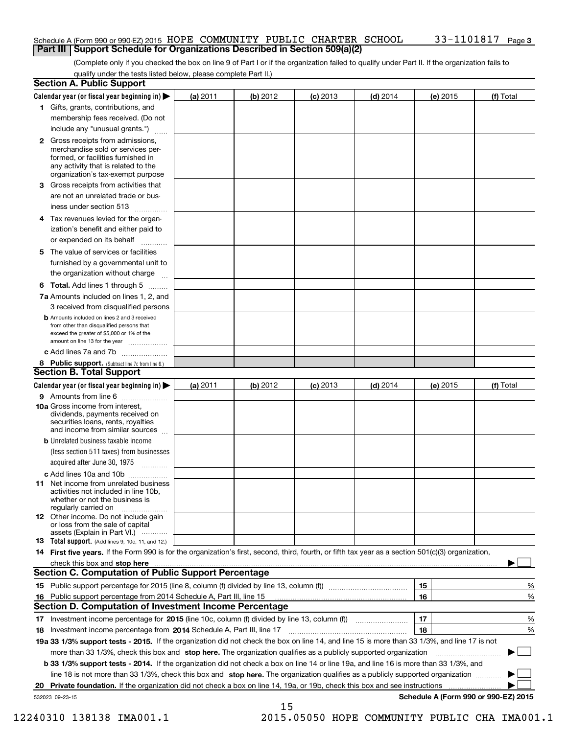Schedule A (Form 990 or 990-EZ) 2015 HOPE COMMUNITY PUBLIC CHARTER SCHOOL 33-1101817 Page 3

## Part III Support Schedule for Organizations Described in Section 509(a)(2)

(Complete only if you checked the box on line 9 of Part I or if the organization failed to qualify under Part II. If the organization fails to qualify under the tests listed below, please complete Part II.)

### Section A. Public Support

| Calendar year (or fiscal year beginning in) ▶ | (a) 2011 | (b) 2012 | (c) 2013 | (d) 2014 | (e) 2015 | (f) Total |
|---|---|---|---|---|---|---|
| 1 Gifts, grants, contributions, and membership fees received. (Do not include any "unusual grants.") | | | | | | |
| 2 Gross receipts from admissions, merchandise sold or services performed, or facilities furnished in any activity that is related to the organization's tax-exempt purpose | | | | | | |
| 3 Gross receipts from activities that are not an unrelated trade or business under section 513 | | | | | | |
| 4 Tax revenues levied for the organization's benefit and either paid to or expended on its behalf | | | | | | |
| 5 The value of services or facilities furnished by a governmental unit to the organization without charge | | | | | | |
| 6 Total. Add lines 1 through 5 | | | | | | |
| 7a Amounts included on lines 1, 2, and 3 received from disqualified persons | | | | | | |
| b Amounts included on lines 2 and 3 received from other than disqualified persons that exceed the greater of $5,000 or 1% of the amount on line 13 for the year | | | | | | |
| c Add lines 7a and 7b | | | | | | |
| 8 Public support. (Subtract line 7c from line 6.) | | | | | | |

### Section B. Total Support

| Calendar year (or fiscal year beginning in) ▶ | (a) 2011 | (b) 2012 | (c) 2013 | (d) 2014 | (e) 2015 | (f) Total |
|---|---|---|---|---|---|---|
| 9 Amounts from line 6 | | | | | | |
| 10a Gross income from interest, dividends, payments received on securities loans, rents, royalties and income from similar sources | | | | | | |
| b Unrelated business taxable income (less section 511 taxes) from businesses acquired after June 30, 1975 | | | | | | |
| c Add lines 10a and 10b | | | | | | |
| 11 Net income from unrelated business activities not included in line 10b, whether or not the business is regularly carried on | | | | | | |
| 12 Other income. Do not include gain or loss from the sale of capital assets (Explain in Part VI.) | | | | | | |
| 13 Total support. (Add lines 9, 10c, 11, and 12.) | | | | | | |

**14 First five years.** If the Form 990 is for the organization's first, second, third, fourth, or fifth tax year as a section 501(c)(3) organization, check this box and **stop here** ▶ ☐

### Section C. Computation of Public Support Percentage

| | | |
|---|---|---|
| 15 Public support percentage for 2015 (line 8, column (f) divided by line 13, column (f)) | 15 | % |
| 16 Public support percentage from 2014 Schedule A, Part III, line 15 | 16 | % |

### Section D. Computation of Investment Income Percentage

| | | |
|---|---|---|
| 17 Investment income percentage for **2015** (line 10c, column (f) divided by line 13, column (f)) | 17 | % |
| 18 Investment income percentage from **2014** Schedule A, Part III, line 17 | 18 | % |

**19a 33 1/3% support tests - 2015.** If the organization did not check the box on line 14, and line 15 is more than 33 1/3%, and line 17 is not more than 33 1/3%, check this box and **stop here.** The organization qualifies as a publicly supported organization ▶ ☐

**b 33 1/3% support tests - 2014.** If the organization did not check a box on line 14 or line 19a, and line 16 is more than 33 1/3%, and line 18 is not more than 33 1/3%, check this box and **stop here.** The organization qualifies as a publicly supported organization ▶ ☐

**20 Private foundation.** If the organization did not check a box on line 14, 19a, or 19b, check this box and see instructions ▶ ☐

532023 09-23-15 Schedule A (Form 990 or 990-EZ) 2015

12240310 138138 IMA001.1 2015.05050 HOPE COMMUNITY PUBLIC CHA IMA001.1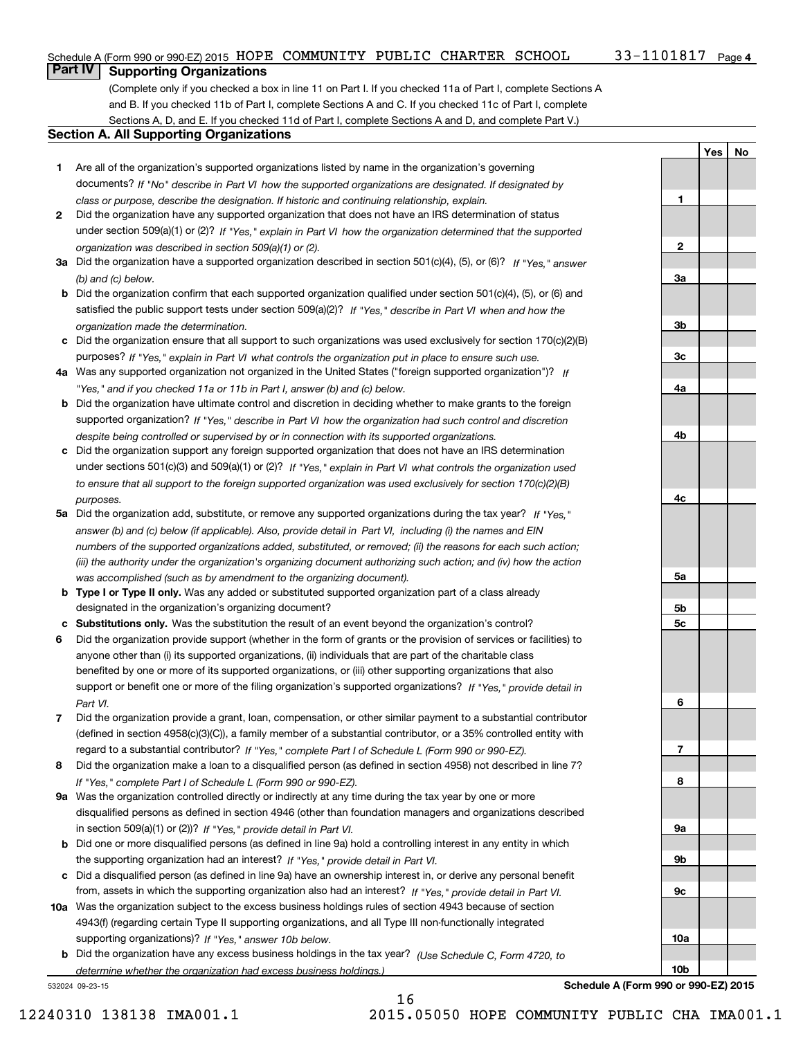Schedule A (Form 990 or 990-EZ) 2015 HOPE COMMUNITY PUBLIC CHARTER SCHOOL 33-1101817 Page 4

## Part IV Supporting Organizations

(Complete only if you checked a box in line 11 on Part I. If you checked 11a of Part I, complete Sections A and B. If you checked 11b of Part I, complete Sections A and C. If you checked 11c of Part I, complete Sections A, D, and E. If you checked 11d of Part I, complete Sections A and D, and complete Part V.)

### Section A. All Supporting Organizations

| | | Line | Yes | No |
|---|---|---|---|---|
| **1** | Are all of the organization's supported organizations listed by name in the organization's governing documents? *If "No" describe in Part VI how the supported organizations are designated. If designated by class or purpose, describe the designation. If historic and continuing relationship, explain.* | 1 | | |
| **2** | Did the organization have any supported organization that does not have an IRS determination of status under section 509(a)(1) or (2)? *If "Yes," explain in Part VI how the organization determined that the supported organization was described in section 509(a)(1) or (2).* | 2 | | |
| **3a** | Did the organization have a supported organization described in section 501(c)(4), (5), or (6)? *If "Yes," answer (b) and (c) below.* | 3a | | |
| **b** | Did the organization confirm that each supported organization qualified under section 501(c)(4), (5), or (6) and satisfied the public support tests under section 509(a)(2)? *If "Yes," describe in Part VI when and how the organization made the determination.* | 3b | | |
| **c** | Did the organization ensure that all support to such organizations was used exclusively for section 170(c)(2)(B) purposes? *If "Yes," explain in Part VI what controls the organization put in place to ensure such use.* | 3c | | |
| **4a** | Was any supported organization not organized in the United States ("foreign supported organization")? *If "Yes," and if you checked 11a or 11b in Part I, answer (b) and (c) below.* | 4a | | |
| **b** | Did the organization have ultimate control and discretion in deciding whether to make grants to the foreign supported organization? *If "Yes," describe in Part VI how the organization had such control and discretion despite being controlled or supervised by or in connection with its supported organizations.* | 4b | | |
| **c** | Did the organization support any foreign supported organization that does not have an IRS determination under sections 501(c)(3) and 509(a)(1) or (2)? *If "Yes," explain in Part VI what controls the organization used to ensure that all support to the foreign supported organization was used exclusively for section 170(c)(2)(B) purposes.* | 4c | | |
| **5a** | Did the organization add, substitute, or remove any supported organizations during the tax year? *If "Yes," answer (b) and (c) below (if applicable). Also, provide detail in Part VI, including (i) the names and EIN numbers of the supported organizations added, substituted, or removed; (ii) the reasons for each such action; (iii) the authority under the organization's organizing document authorizing such action; and (iv) how the action was accomplished (such as by amendment to the organizing document).* | 5a | | |
| **b** | **Type I or Type II only.** Was any added or substituted supported organization part of a class already designated in the organization's organizing document? | 5b | | |
| **c** | **Substitutions only.** Was the substitution the result of an event beyond the organization's control? | 5c | | |
| **6** | Did the organization provide support (whether in the form of grants or the provision of services or facilities) to anyone other than (i) its supported organizations, (ii) individuals that are part of the charitable class benefited by one or more of its supported organizations, or (iii) other supporting organizations that also support or benefit one or more of the filing organization's supported organizations? *If "Yes," provide detail in Part VI.* | 6 | | |
| **7** | Did the organization provide a grant, loan, compensation, or other similar payment to a substantial contributor (defined in section 4958(c)(3)(C)), a family member of a substantial contributor, or a 35% controlled entity with regard to a substantial contributor? *If "Yes," complete Part I of Schedule L (Form 990 or 990-EZ).* | 7 | | |
| **8** | Did the organization make a loan to a disqualified person (as defined in section 4958) not described in line 7? *If "Yes," complete Part I of Schedule L (Form 990 or 990-EZ).* | 8 | | |
| **9a** | Was the organization controlled directly or indirectly at any time during the tax year by one or more disqualified persons as defined in section 4946 (other than foundation managers and organizations described in section 509(a)(1) or (2))? *If "Yes," provide detail in Part VI.* | 9a | | |
| **b** | Did one or more disqualified persons (as defined in line 9a) hold a controlling interest in any entity in which the supporting organization had an interest? *If "Yes," provide detail in Part VI.* | 9b | | |
| **c** | Did a disqualified person (as defined in line 9a) have an ownership interest in, or derive any personal benefit from, assets in which the supporting organization also had an interest? *If "Yes," provide detail in Part VI.* | 9c | | |
| **10a** | Was the organization subject to the excess business holdings rules of section 4943 because of section 4943(f) (regarding certain Type II supporting organizations, and all Type III non-functionally integrated supporting organizations)? *If "Yes," answer 10b below.* | 10a | | |
| **b** | Did the organization have any excess business holdings in the tax year? *(Use Schedule C, Form 4720, to determine whether the organization had excess business holdings.)* | 10b | | |

532024 09-23-15 **Schedule A (Form 990 or 990-EZ) 2015**

12240310 138138 IMA001.1 2015.05050 HOPE COMMUNITY PUBLIC CHA IMA001.1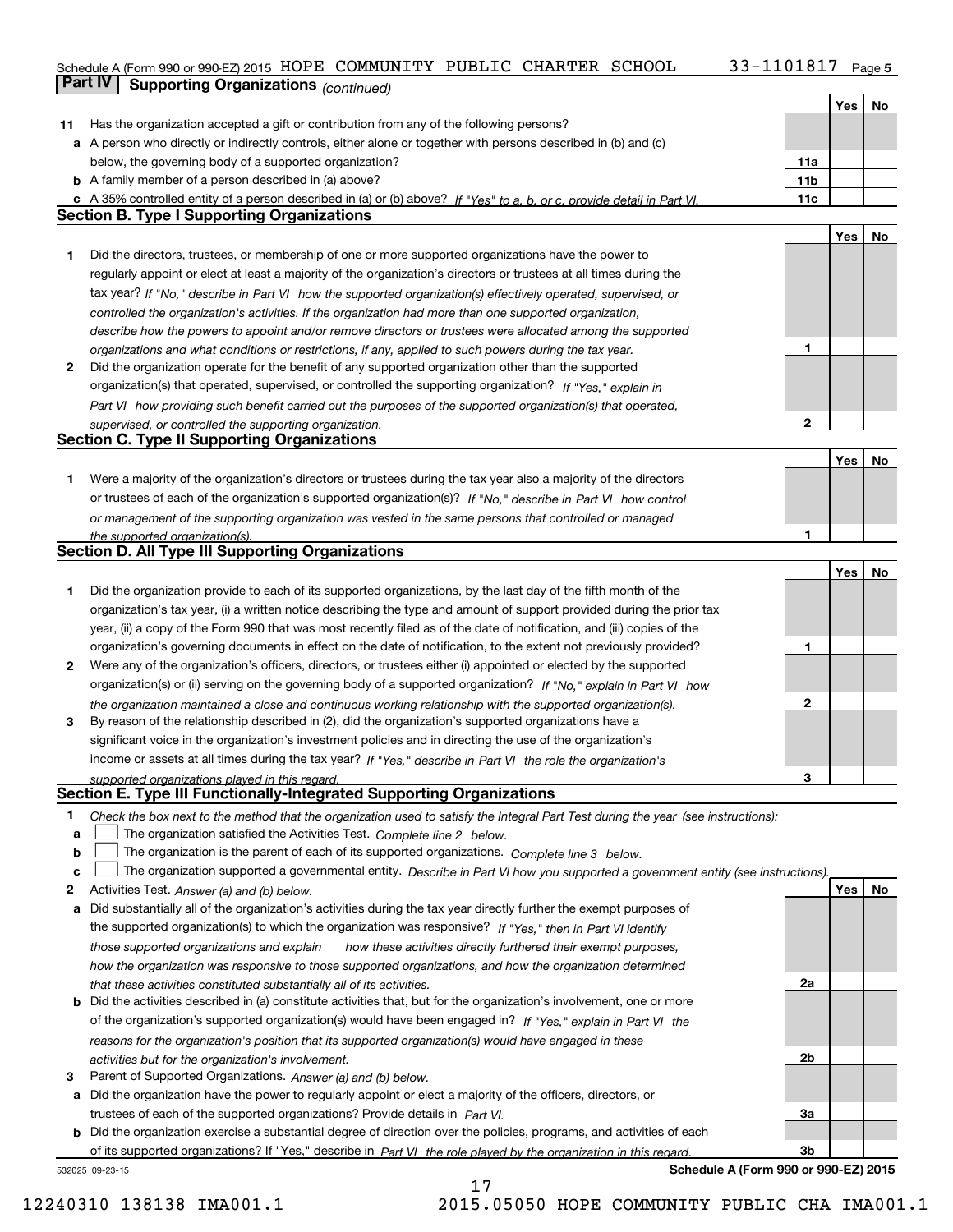Schedule A (Form 990 or 990-EZ) 2015 HOPE COMMUNITY PUBLIC CHARTER SCHOOL 33-1101817 Page 5

## Part IV Supporting Organizations *(continued)*

| | | | Yes | No |
|---|---|---|---|---|
| **11** | Has the organization accepted a gift or contribution from any of the following persons? | | | |
| **a** | A person who directly or indirectly controls, either alone or together with persons described in (b) and (c) below, the governing body of a supported organization? | **11a** | | |
| **b** | A family member of a person described in (a) above? | **11b** | | |
| **c** | A 35% controlled entity of a person described in (a) or (b) above? *If "Yes" to a, b, or c, provide detail in Part VI.* | **11c** | | |

### Section B. Type I Supporting Organizations

| | | | Yes | No |
|---|---|---|---|---|
| **1** | Did the directors, trustees, or membership of one or more supported organizations have the power to regularly appoint or elect at least a majority of the organization's directors or trustees at all times during the tax year? *If "No," describe in Part VI how the supported organization(s) effectively operated, supervised, or controlled the organization's activities. If the organization had more than one supported organization, describe how the powers to appoint and/or remove directors or trustees were allocated among the supported organizations and what conditions or restrictions, if any, applied to such powers during the tax year.* | **1** | | |
| **2** | Did the organization operate for the benefit of any supported organization other than the supported organization(s) that operated, supervised, or controlled the supporting organization? *If "Yes," explain in Part VI how providing such benefit carried out the purposes of the supported organization(s) that operated, supervised, or controlled the supporting organization.* | **2** | | |

### Section C. Type II Supporting Organizations

| | | | Yes | No |
|---|---|---|---|---|
| **1** | Were a majority of the organization's directors or trustees during the tax year also a majority of the directors or trustees of each of the organization's supported organization(s)? *If "No," describe in Part VI how control or management of the supporting organization was vested in the same persons that controlled or managed the supported organization(s).* | **1** | | |

### Section D. All Type III Supporting Organizations

| | | | Yes | No |
|---|---|---|---|---|
| **1** | Did the organization provide to each of its supported organizations, by the last day of the fifth month of the organization's tax year, (i) a written notice describing the type and amount of support provided during the prior tax year, (ii) a copy of the Form 990 that was most recently filed as of the date of notification, and (iii) copies of the organization's governing documents in effect on the date of notification, to the extent not previously provided? | **1** | | |
| **2** | Were any of the organization's officers, directors, or trustees either (i) appointed or elected by the supported organization(s) or (ii) serving on the governing body of a supported organization? *If "No," explain in Part VI how the organization maintained a close and continuous working relationship with the supported organization(s).* | **2** | | |
| **3** | By reason of the relationship described in (2), did the organization's supported organizations have a significant voice in the organization's investment policies and in directing the use of the organization's income or assets at all times during the tax year? *If "Yes," describe in Part VI the role the organization's supported organizations played in this regard.* | **3** | | |

### Section E. Type III Functionally-Integrated Supporting Organizations

**1** *Check the box next to the method that the organization used to satisfy the Integral Part Test during the year (see instructions):*

- **a** ☐ The organization satisfied the Activities Test. *Complete line 2 below.*
- **b** ☐ The organization is the parent of each of its supported organizations. *Complete line 3 below.*
- **c** ☐ The organization supported a governmental entity. *Describe in Part VI how you supported a government entity (see instructions).*

| | | | Yes | No |
|---|---|---|---|---|
| **2** | Activities Test. *Answer (a) and (b) below.* | | | |
| **a** | Did substantially all of the organization's activities during the tax year directly further the exempt purposes of the supported organization(s) to which the organization was responsive? *If "Yes," then in Part VI identify those supported organizations and explain how these activities directly furthered their exempt purposes, how the organization was responsive to those supported organizations, and how the organization determined that these activities constituted substantially all of its activities.* | **2a** | | |
| **b** | Did the activities described in (a) constitute activities that, but for the organization's involvement, one or more of the organization's supported organization(s) would have been engaged in? *If "Yes," explain in Part VI the reasons for the organization's position that its supported organization(s) would have engaged in these activities but for the organization's involvement.* | **2b** | | |
| **3** | Parent of Supported Organizations. *Answer (a) and (b) below.* | | | |
| **a** | Did the organization have the power to regularly appoint or elect a majority of the officers, directors, or trustees of each of the supported organizations? Provide details in *Part VI.* | **3a** | | |
| **b** | Did the organization exercise a substantial degree of direction over the policies, programs, and activities of each of its supported organizations? If "Yes," describe in *Part VI the role played by the organization in this regard.* | **3b** | | |

532025 09-23-15 **Schedule A (Form 990 or 990-EZ) 2015**

12240310 138138 IMA001.1 2015.05050 HOPE COMMUNITY PUBLIC CHA IMA001.1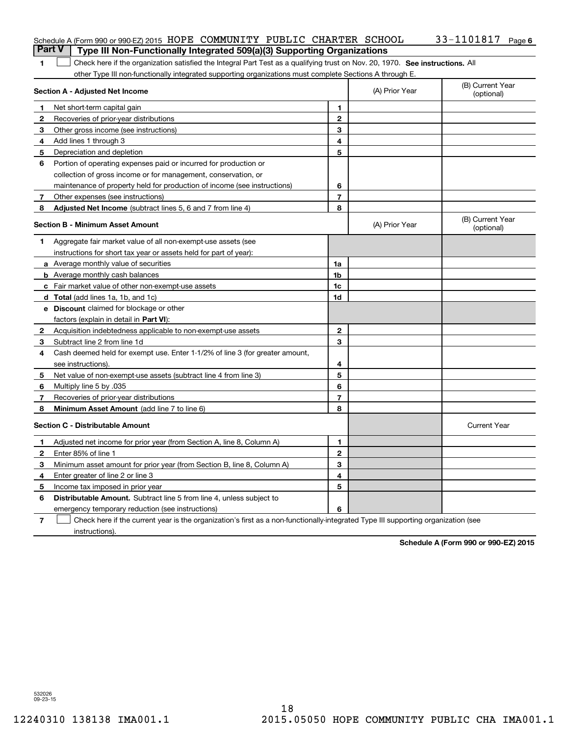Schedule A (Form 990 or 990-EZ) 2015 HOPE COMMUNITY PUBLIC CHARTER SCHOOL 33-1101817 Page 6

## Part V Type III Non-Functionally Integrated 509(a)(3) Supporting Organizations

1 ☐ Check here if the organization satisfied the Integral Part Test as a qualifying trust on Nov. 20, 1970. **See instructions.** All other Type III non-functionally integrated supporting organizations must complete Sections A through E.

| **Section A - Adjusted Net Income** | | (A) Prior Year | (B) Current Year (optional) |
|---|---|---|---|
| 1 Net short-term capital gain | 1 | | |
| 2 Recoveries of prior-year distributions | 2 | | |
| 3 Other gross income (see instructions) | 3 | | |
| 4 Add lines 1 through 3 | 4 | | |
| 5 Depreciation and depletion | 5 | | |
| 6 Portion of operating expenses paid or incurred for production or collection of gross income or for management, conservation, or maintenance of property held for production of income (see instructions) | 6 | | |
| 7 Other expenses (see instructions) | 7 | | |
| 8 **Adjusted Net Income** (subtract lines 5, 6 and 7 from line 4) | 8 | | |

| **Section B - Minimum Asset Amount** | | (A) Prior Year | (B) Current Year (optional) |
|---|---|---|---|
| 1 Aggregate fair market value of all non-exempt-use assets (see instructions for short tax year or assets held for part of year): | | | |
| a Average monthly value of securities | 1a | | |
| b Average monthly cash balances | 1b | | |
| c Fair market value of other non-exempt-use assets | 1c | | |
| d **Total** (add lines 1a, 1b, and 1c) | 1d | | |
| e **Discount** claimed for blockage or other factors (explain in detail in **Part VI**): | | | |
| 2 Acquisition indebtedness applicable to non-exempt-use assets | 2 | | |
| 3 Subtract line 2 from line 1d | 3 | | |
| 4 Cash deemed held for exempt use. Enter 1-1/2% of line 3 (for greater amount, see instructions). | 4 | | |
| 5 Net value of non-exempt-use assets (subtract line 4 from line 3) | 5 | | |
| 6 Multiply line 5 by .035 | 6 | | |
| 7 Recoveries of prior-year distributions | 7 | | |
| 8 **Minimum Asset Amount** (add line 7 to line 6) | 8 | | |

| **Section C - Distributable Amount** | | | Current Year |
|---|---|---|---|
| 1 Adjusted net income for prior year (from Section A, line 8, Column A) | 1 | | |
| 2 Enter 85% of line 1 | 2 | | |
| 3 Minimum asset amount for prior year (from Section B, line 8, Column A) | 3 | | |
| 4 Enter greater of line 2 or line 3 | 4 | | |
| 5 Income tax imposed in prior year | 5 | | |
| 6 **Distributable Amount.** Subtract line 5 from line 4, unless subject to emergency temporary reduction (see instructions) | 6 | | |

7 ☐ Check here if the current year is the organization's first as a non-functionally-integrated Type III supporting organization (see instructions).

**Schedule A (Form 990 or 990-EZ) 2015**

532026 09-23-15

12240310 138138 IMA001.1 2015.05050 HOPE COMMUNITY PUBLIC CHA IMA001.1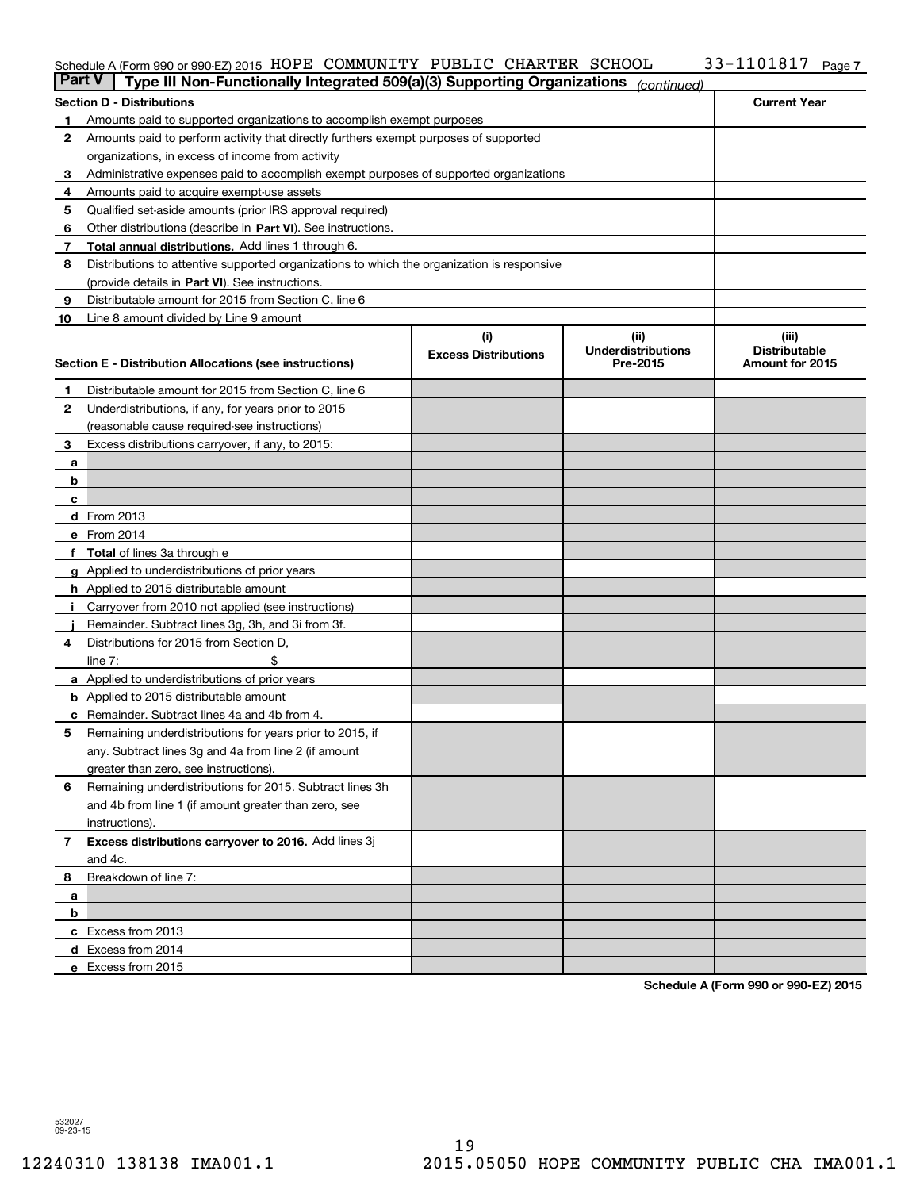Schedule A (Form 990 or 990-EZ) 2015 HOPE COMMUNITY PUBLIC CHARTER SCHOOL 33-1101817 Page 7

**Part V | Type III Non-Functionally Integrated 509(a)(3) Supporting Organizations** *(continued)*

| **Section D - Distributions** | | **Current Year** |
|---|---|---|
| 1 | Amounts paid to supported organizations to accomplish exempt purposes | |
| 2 | Amounts paid to perform activity that directly furthers exempt purposes of supported organizations, in excess of income from activity | |
| 3 | Administrative expenses paid to accomplish exempt purposes of supported organizations | |
| 4 | Amounts paid to acquire exempt-use assets | |
| 5 | Qualified set-aside amounts (prior IRS approval required) | |
| 6 | Other distributions (describe in **Part VI**). See instructions. | |
| 7 | **Total annual distributions.** Add lines 1 through 6. | |
| 8 | Distributions to attentive supported organizations to which the organization is responsive (provide details in **Part VI**). See instructions. | |
| 9 | Distributable amount for 2015 from Section C, line 6 | |
| 10 | Line 8 amount divided by Line 9 amount | |

| | **Section E - Distribution Allocations (see instructions)** | **(i) Excess Distributions** | **(ii) Underdistributions Pre-2015** | **(iii) Distributable Amount for 2015** |
|---|---|---|---|---|
| 1 | Distributable amount for 2015 from Section C, line 6 | | | |
| 2 | Underdistributions, if any, for years prior to 2015 (reasonable cause required-see instructions) | | | |
| 3 | Excess distributions carryover, if any, to 2015: | | | |
| a | | | | |
| b | | | | |
| c | | | | |
| d | From 2013 | | | |
| e | From 2014 | | | |
| f | **Total** of lines 3a through e | | | |
| g | Applied to underdistributions of prior years | | | |
| h | Applied to 2015 distributable amount | | | |
| i | Carryover from 2010 not applied (see instructions) | | | |
| j | Remainder. Subtract lines 3g, 3h, and 3i from 3f. | | | |
| 4 | Distributions for 2015 from Section D, line 7: $ | | | |
| a | Applied to underdistributions of prior years | | | |
| b | Applied to 2015 distributable amount | | | |
| c | Remainder. Subtract lines 4a and 4b from 4. | | | |
| 5 | Remaining underdistributions for years prior to 2015, if any. Subtract lines 3g and 4a from line 2 (if amount greater than zero, see instructions). | | | |
| 6 | Remaining underdistributions for 2015. Subtract lines 3h and 4b from line 1 (if amount greater than zero, see instructions). | | | |
| 7 | **Excess distributions carryover to 2016.** Add lines 3j and 4c. | | | |
| 8 | Breakdown of line 7: | | | |
| a | | | | |
| b | | | | |
| c | Excess from 2013 | | | |
| d | Excess from 2014 | | | |
| e | Excess from 2015 | | | |

**Schedule A (Form 990 or 990-EZ) 2015**

532027
09-23-15

12240310 138138 IMA001.1 2015.05050 HOPE COMMUNITY PUBLIC CHA IMA001.1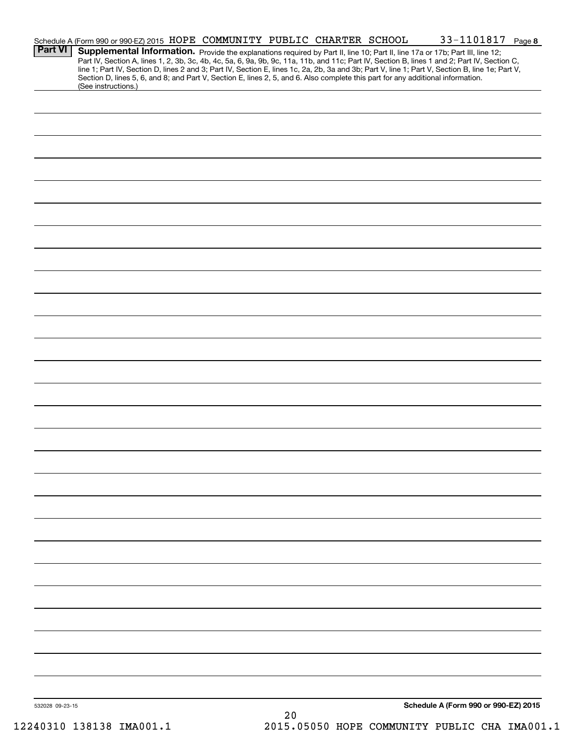Schedule A (Form 990 or 990-EZ) 2015 HOPE COMMUNITY PUBLIC CHARTER SCHOOL 33-1101817 Page 8

**Part VI** **Supplemental Information.** Provide the explanations required by Part II, line 10; Part II, line 17a or 17b; Part III, line 12; Part IV, Section A, lines 1, 2, 3b, 3c, 4b, 4c, 5a, 6, 9a, 9b, 9c, 11a, 11b, and 11c; Part IV, Section B, lines 1 and 2; Part IV, Section C, line 1; Part IV, Section D, lines 2 and 3; Part IV, Section E, lines 1c, 2a, 2b, 3a and 3b; Part V, line 1; Part V, Section B, line 1e; Part V, Section D, lines 5, 6, and 8; and Part V, Section E, lines 2, 5, and 6. Also complete this part for any additional information. (See instructions.)

532028 09-23-15

**Schedule A (Form 990 or 990-EZ) 2015**

12240310 138138 IMA001.1 2015.05050 HOPE COMMUNITY PUBLIC CHA IMA001.1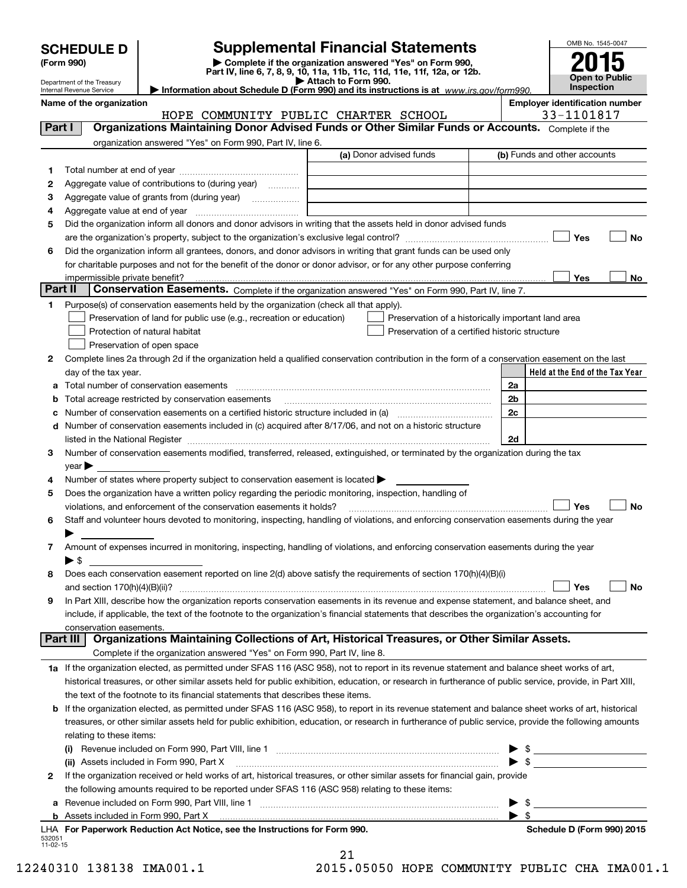**SCHEDULE D (Form 990)**

Department of the Treasury
Internal Revenue Service

# Supplemental Financial Statements

▶ Complete if the organization answered "Yes" on Form 990, Part IV, line 6, 7, 8, 9, 10, 11a, 11b, 11c, 11d, 11e, 11f, 12a, or 12b.
▶ Attach to Form 990.
▶ Information about Schedule D (Form 990) and its instructions is at www.irs.gov/form990.

OMB No. 1545-0047

**2015**

**Open to Public Inspection**

**Name of the organization:** HOPE COMMUNITY PUBLIC CHARTER SCHOOL

**Employer identification number:** 33-1101817

## Part I Organizations Maintaining Donor Advised Funds or Other Similar Funds or Accounts.

Complete if the organization answered "Yes" on Form 990, Part IV, line 6.

| | | (a) Donor advised funds | (b) Funds and other accounts |
|---|---|---|---|
| 1 | Total number at end of year | | |
| 2 | Aggregate value of contributions to (during year) | | |
| 3 | Aggregate value of grants from (during year) | | |
| 4 | Aggregate value at end of year | | |

5 Did the organization inform all donors and donor advisors in writing that the assets held in donor advised funds are the organization's property, subject to the organization's exclusive legal control? ☐ Yes ☐ No

6 Did the organization inform all grantees, donors, and donor advisors in writing that grant funds can be used only for charitable purposes and not for the benefit of the donor or donor advisor, or for any other purpose conferring impermissible private benefit? ☐ Yes ☐ No

## Part II Conservation Easements.

Complete if the organization answered "Yes" on Form 990, Part IV, line 7.

1 Purpose(s) of conservation easements held by the organization (check all that apply).

- ☐ Preservation of land for public use (e.g., recreation or education)
- ☐ Protection of natural habitat
- ☐ Preservation of open space
- ☐ Preservation of a historically important land area
- ☐ Preservation of a certified historic structure

2 Complete lines 2a through 2d if the organization held a qualified conservation contribution in the form of a conservation easement on the last day of the tax year.

| | | | Held at the End of the Tax Year |
|---|---|---|---|
| a | Total number of conservation easements | 2a | |
| b | Total acreage restricted by conservation easements | 2b | |
| c | Number of conservation easements on a certified historic structure included in (a) | 2c | |
| d | Number of conservation easements included in (c) acquired after 8/17/06, and not on a historic structure listed in the National Register | 2d | |

3 Number of conservation easements modified, transferred, released, extinguished, or terminated by the organization during the tax year ▶

4 Number of states where property subject to conservation easement is located ▶

5 Does the organization have a written policy regarding the periodic monitoring, inspection, handling of violations, and enforcement of the conservation easements it holds? ☐ Yes ☐ No

6 Staff and volunteer hours devoted to monitoring, inspecting, handling of violations, and enforcing conservation easements during the year ▶

7 Amount of expenses incurred in monitoring, inspecting, handling of violations, and enforcing conservation easements during the year ▶ $

8 Does each conservation easement reported on line 2(d) above satisfy the requirements of section 170(h)(4)(B)(i) and section 170(h)(4)(B)(ii)? ☐ Yes ☐ No

9 In Part XIII, describe how the organization reports conservation easements in its revenue and expense statement, and balance sheet, and include, if applicable, the text of the footnote to the organization's financial statements that describes the organization's accounting for conservation easements.

## Part III Organizations Maintaining Collections of Art, Historical Treasures, or Other Similar Assets.

Complete if the organization answered "Yes" on Form 990, Part IV, line 8.

1a If the organization elected, as permitted under SFAS 116 (ASC 958), not to report in its revenue statement and balance sheet works of art, historical treasures, or other similar assets held for public exhibition, education, or research in furtherance of public service, provide, in Part XIII, the text of the footnote to its financial statements that describes these items.

b If the organization elected, as permitted under SFAS 116 (ASC 958), to report in its revenue statement and balance sheet works of art, historical treasures, or other similar assets held for public exhibition, education, or research in furtherance of public service, provide the following amounts relating to these items:

(i) Revenue included on Form 990, Part VIII, line 1 ▶ $

(ii) Assets included in Form 990, Part X ▶ $

2 If the organization received or held works of art, historical treasures, or other similar assets for financial gain, provide the following amounts required to be reported under SFAS 116 (ASC 958) relating to these items:

a Revenue included on Form 990, Part VIII, line 1 ▶ $

b Assets included in Form 990, Part X ▶ $

LHA For Paperwork Reduction Act Notice, see the Instructions for Form 990.

Schedule D (Form 990) 2015

532051 11-02-15

12240310 138138 IMA001.1 2015.05050 HOPE COMMUNITY PUBLIC CHA IMA001.1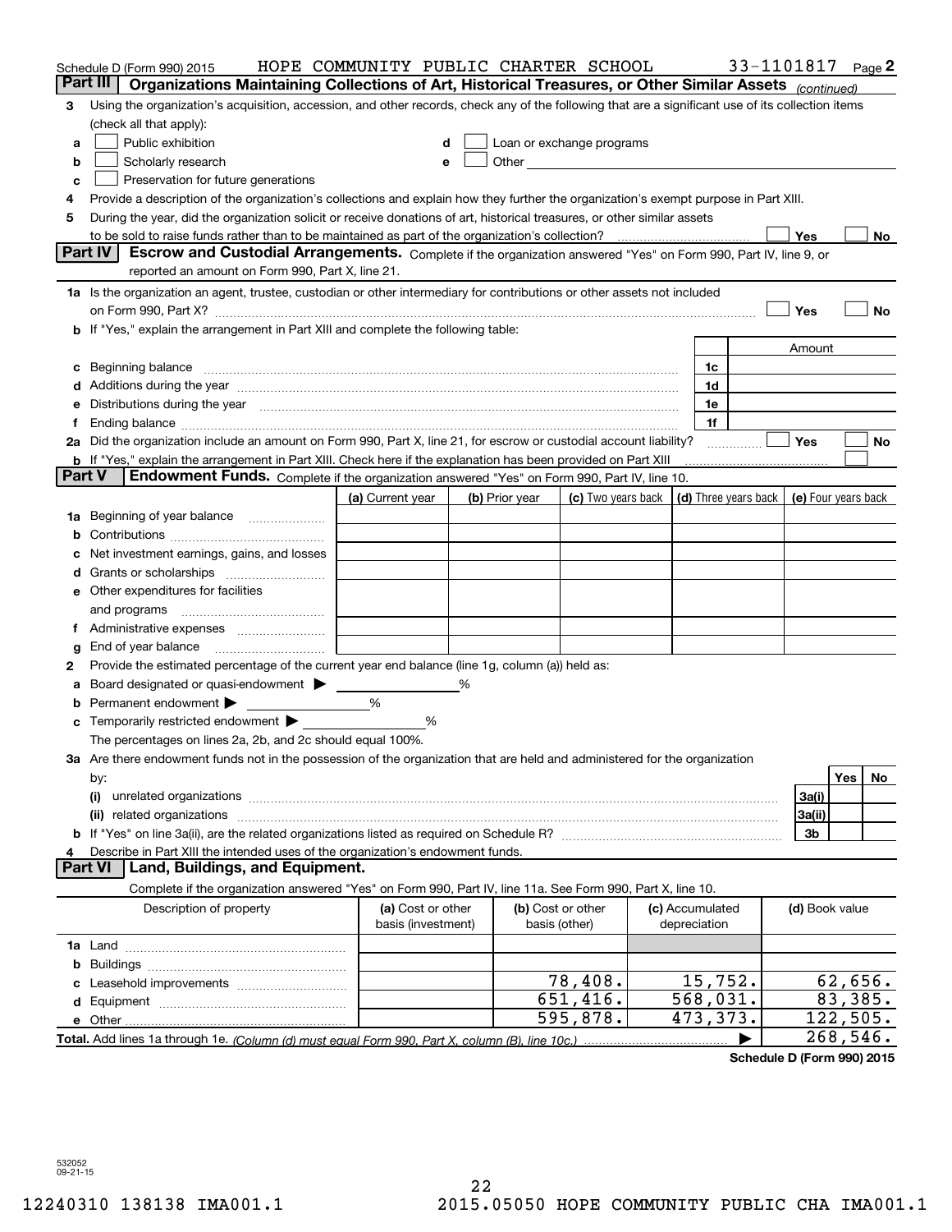Schedule D (Form 990) 2015 HOPE COMMUNITY PUBLIC CHARTER SCHOOL 33-1101817 Page 2

## Part III Organizations Maintaining Collections of Art, Historical Treasures, or Other Similar Assets *(continued)*

3 Using the organization's acquisition, accession, and other records, check any of the following that are a significant use of its collection items (check all that apply):

a ☐ Public exhibition
b ☐ Scholarly research
c ☐ Preservation for future generations
d ☐ Loan or exchange programs
e ☐ Other

4 Provide a description of the organization's collections and explain how they further the organization's exempt purpose in Part XIII.

5 During the year, did the organization solicit or receive donations of art, historical treasures, or other similar assets to be sold to raise funds rather than to be maintained as part of the organization's collection? ☐ Yes ☐ No

## Part IV Escrow and Custodial Arrangements.

Complete if the organization answered "Yes" on Form 990, Part IV, line 9, or reported an amount on Form 990, Part X, line 21.

1a Is the organization an agent, trustee, custodian or other intermediary for contributions or other assets not included on Form 990, Part X? ☐ Yes ☐ No

b If "Yes," explain the arrangement in Part XIII and complete the following table:

| | | Amount |
|---|---|---|
| c Beginning balance | 1c | |
| d Additions during the year | 1d | |
| e Distributions during the year | 1e | |
| f Ending balance | 1f | |

2a Did the organization include an amount on Form 990, Part X, line 21, for escrow or custodial account liability? ☐ Yes ☐ No

b If "Yes," explain the arrangement in Part XIII. Check here if the explanation has been provided on Part XIII ☐

## Part V Endowment Funds.

Complete if the organization answered "Yes" on Form 990, Part IV, line 10.

| | (a) Current year | (b) Prior year | (c) Two years back | (d) Three years back | (e) Four years back |
|---|---|---|---|---|---|
| 1a Beginning of year balance | | | | | |
| b Contributions | | | | | |
| c Net investment earnings, gains, and losses | | | | | |
| d Grants or scholarships | | | | | |
| e Other expenditures for facilities and programs | | | | | |
| f Administrative expenses | | | | | |
| g End of year balance | | | | | |

2 Provide the estimated percentage of the current year end balance (line 1g, column (a)) held as:

a Board designated or quasi-endowment ▶ ______ %
b Permanent endowment ▶ ______ %
c Temporarily restricted endowment ▶ ______ %

The percentages on lines 2a, 2b, and 2c should equal 100%.

3a Are there endowment funds not in the possession of the organization that are held and administered for the organization by:

| | | Yes | No |
|---|---|---|---|
| (i) unrelated organizations | 3a(i) | | |
| (ii) related organizations | 3a(ii) | | |
| b If "Yes" on line 3a(ii), are the related organizations listed as required on Schedule R? | 3b | | |

4 Describe in Part XIII the intended uses of the organization's endowment funds.

## Part VI Land, Buildings, and Equipment.

Complete if the organization answered "Yes" on Form 990, Part IV, line 11a. See Form 990, Part X, line 10.

| Description of property | (a) Cost or other basis (investment) | (b) Cost or other basis (other) | (c) Accumulated depreciation | (d) Book value |
|---|---|---|---|---|
| 1a Land | | | | |
| b Buildings | | | | |
| c Leasehold improvements | | 78,408. | 15,752. | 62,656. |
| d Equipment | | 651,416. | 568,031. | 83,385. |
| e Other | | 595,878. | 473,373. | 122,505. |
| **Total.** Add lines 1a through 1e. *(Column (d) must equal Form 990, Part X, column (B), line 10c.)* | | | ▶ | 268,546. |

**Schedule D (Form 990) 2015**

532052 09-21-15

12240310 138138 IMA001.1 2015.05050 HOPE COMMUNITY PUBLIC CHA IMA001.1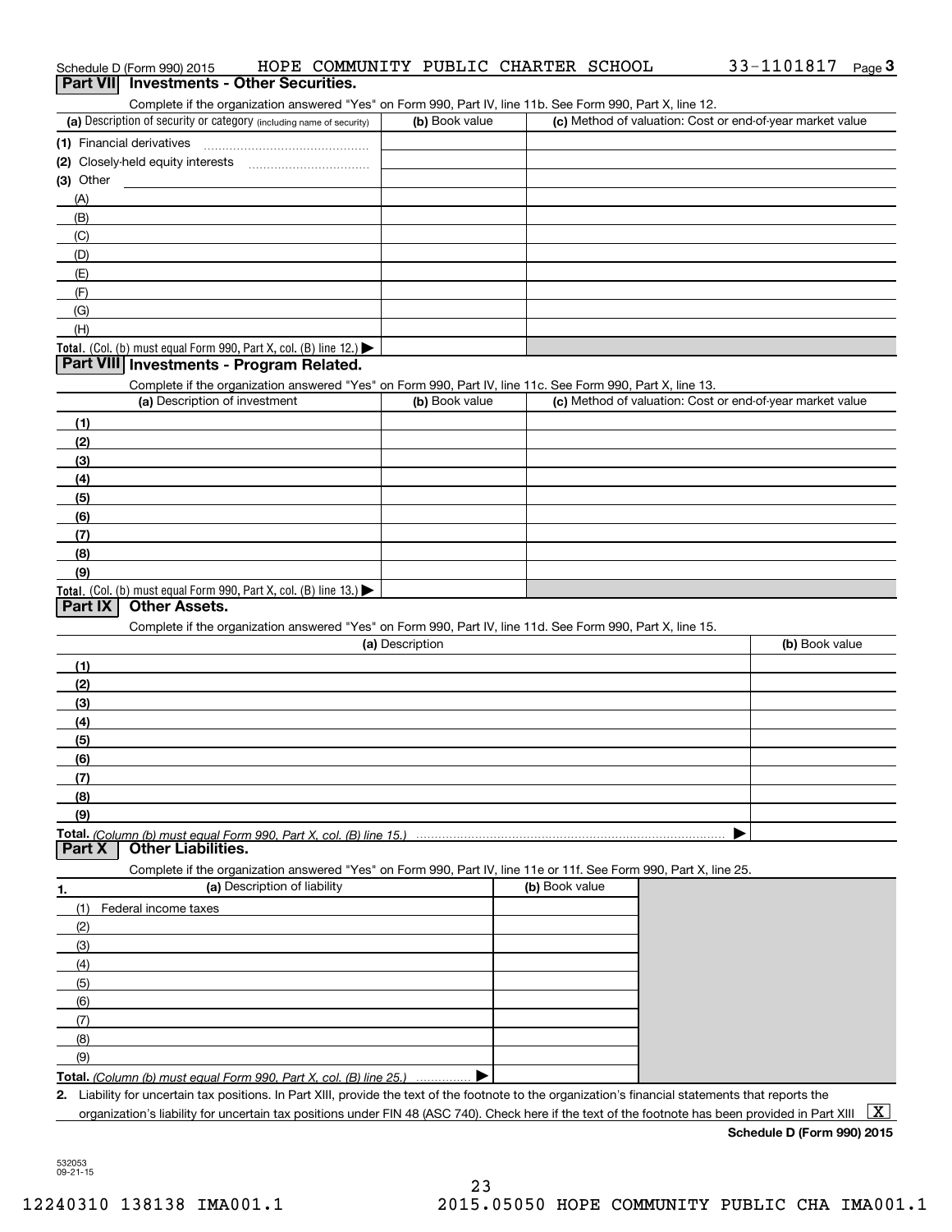Schedule D (Form 990) 2015 HOPE COMMUNITY PUBLIC CHARTER SCHOOL 33-1101817 Page 3

## Part VII Investments - Other Securities.

Complete if the organization answered "Yes" on Form 990, Part IV, line 11b. See Form 990, Part X, line 12.

| (a) Description of security or category (including name of security) | (b) Book value | (c) Method of valuation: Cost or end-of-year market value |
|---|---|---|
| (1) Financial derivatives | | |
| (2) Closely-held equity interests | | |
| (3) Other | | |
| (A) | | |
| (B) | | |
| (C) | | |
| (D) | | |
| (E) | | |
| (F) | | |
| (G) | | |
| (H) | | |
| **Total.** (Col. (b) must equal Form 990, Part X, col. (B) line 12.) ▶ | | |

## Part VIII Investments - Program Related.

Complete if the organization answered "Yes" on Form 990, Part IV, line 11c. See Form 990, Part X, line 13.

| (a) Description of investment | (b) Book value | (c) Method of valuation: Cost or end-of-year market value |
|---|---|---|
| (1) | | |
| (2) | | |
| (3) | | |
| (4) | | |
| (5) | | |
| (6) | | |
| (7) | | |
| (8) | | |
| (9) | | |
| **Total.** (Col. (b) must equal Form 990, Part X, col. (B) line 13.) ▶ | | |

## Part IX Other Assets.

Complete if the organization answered "Yes" on Form 990, Part IV, line 11d. See Form 990, Part X, line 15.

| (a) Description | (b) Book value |
|---|---|
| (1) | |
| (2) | |
| (3) | |
| (4) | |
| (5) | |
| (6) | |
| (7) | |
| (8) | |
| (9) | |
| **Total.** *(Column (b) must equal Form 990, Part X, col. (B) line 15.)* ▶ | |

## Part X Other Liabilities.

Complete if the organization answered "Yes" on Form 990, Part IV, line 11e or 11f. See Form 990, Part X, line 25.

| 1. (a) Description of liability | (b) Book value |
|---|---|
| (1) Federal income taxes | |
| (2) | |
| (3) | |
| (4) | |
| (5) | |
| (6) | |
| (7) | |
| (8) | |
| (9) | |
| **Total.** *(Column (b) must equal Form 990, Part X, col. (B) line 25.)* ▶ | |

**2.** Liability for uncertain tax positions. In Part XIII, provide the text of the footnote to the organization's financial statements that reports the organization's liability for uncertain tax positions under FIN 48 (ASC 740). Check here if the text of the footnote has been provided in Part XIII [X]

**Schedule D (Form 990) 2015**

532053 09-21-15

12240310 138138 IMA001.1 2015.05050 HOPE COMMUNITY PUBLIC CHA IMA001.1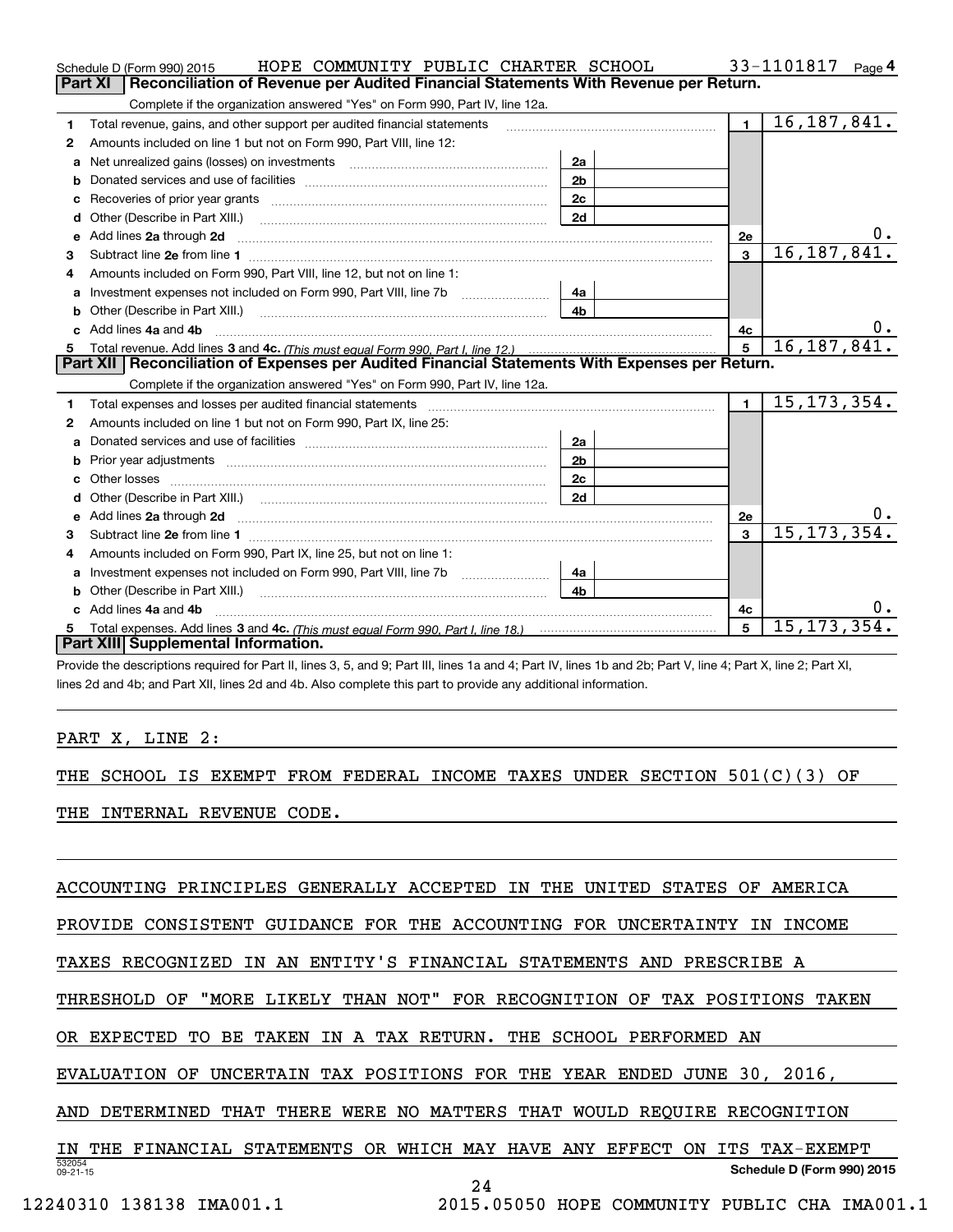Schedule D (Form 990) 2015 HOPE COMMUNITY PUBLIC CHARTER SCHOOL 33-1101817 Page 4

## Part XI | Reconciliation of Revenue per Audited Financial Statements With Revenue per Return.

Complete if the organization answered "Yes" on Form 990, Part IV, line 12a.

| | | | | | |
|---|---|---|---|---|---|
| 1 | Total revenue, gains, and other support per audited financial statements | | | 1 | 16,187,841. |
| 2 | Amounts included on line 1 but not on Form 990, Part VIII, line 12: | | | | |
| a | Net unrealized gains (losses) on investments | 2a | | | |
| b | Donated services and use of facilities | 2b | | | |
| c | Recoveries of prior year grants | 2c | | | |
| d | Other (Describe in Part XIII.) | 2d | | | |
| e | Add lines 2a through 2d | | | 2e | 0. |
| 3 | Subtract line 2e from line 1 | | | 3 | 16,187,841. |
| 4 | Amounts included on Form 990, Part VIII, line 12, but not on line 1: | | | | |
| a | Investment expenses not included on Form 990, Part VIII, line 7b | 4a | | | |
| b | Other (Describe in Part XIII.) | 4b | | | |
| c | Add lines 4a and 4b | | | 4c | 0. |
| 5 | Total revenue. Add lines 3 and 4c. *(This must equal Form 990, Part I, line 12.)* | | | 5 | 16,187,841. |

## Part XII | Reconciliation of Expenses per Audited Financial Statements With Expenses per Return.

Complete if the organization answered "Yes" on Form 990, Part IV, line 12a.

| | | | | | |
|---|---|---|---|---|---|
| 1 | Total expenses and losses per audited financial statements | | | 1 | 15,173,354. |
| 2 | Amounts included on line 1 but not on Form 990, Part IX, line 25: | | | | |
| a | Donated services and use of facilities | 2a | | | |
| b | Prior year adjustments | 2b | | | |
| c | Other losses | 2c | | | |
| d | Other (Describe in Part XIII.) | 2d | | | |
| e | Add lines 2a through 2d | | | 2e | 0. |
| 3 | Subtract line 2e from line 1 | | | 3 | 15,173,354. |
| 4 | Amounts included on Form 990, Part IX, line 25, but not on line 1: | | | | |
| a | Investment expenses not included on Form 990, Part VIII, line 7b | 4a | | | |
| b | Other (Describe in Part XIII.) | 4b | | | |
| c | Add lines 4a and 4b | | | 4c | 0. |
| 5 | Total expenses. Add lines 3 and 4c. *(This must equal Form 990, Part I, line 18.)* | | | 5 | 15,173,354. |

## Part XIII | Supplemental Information.

Provide the descriptions required for Part II, lines 3, 5, and 9; Part III, lines 1a and 4; Part IV, lines 1b and 2b; Part V, line 4; Part X, line 2; Part XI, lines 2d and 4b; and Part XII, lines 2d and 4b. Also complete this part to provide any additional information.

PART X, LINE 2:

THE SCHOOL IS EXEMPT FROM FEDERAL INCOME TAXES UNDER SECTION 501(C)(3) OF THE INTERNAL REVENUE CODE.

ACCOUNTING PRINCIPLES GENERALLY ACCEPTED IN THE UNITED STATES OF AMERICA PROVIDE CONSISTENT GUIDANCE FOR THE ACCOUNTING FOR UNCERTAINTY IN INCOME TAXES RECOGNIZED IN AN ENTITY'S FINANCIAL STATEMENTS AND PRESCRIBE A THRESHOLD OF "MORE LIKELY THAN NOT" FOR RECOGNITION OF TAX POSITIONS TAKEN OR EXPECTED TO BE TAKEN IN A TAX RETURN. THE SCHOOL PERFORMED AN EVALUATION OF UNCERTAIN TAX POSITIONS FOR THE YEAR ENDED JUNE 30, 2016, AND DETERMINED THAT THERE WERE NO MATTERS THAT WOULD REQUIRE RECOGNITION IN THE FINANCIAL STATEMENTS OR WHICH MAY HAVE ANY EFFECT ON ITS TAX-EXEMPT

532054 09-21-15 **Schedule D (Form 990) 2015**

12240310 138138 IMA001.1 2015.05050 HOPE COMMUNITY PUBLIC CHA IMA001.1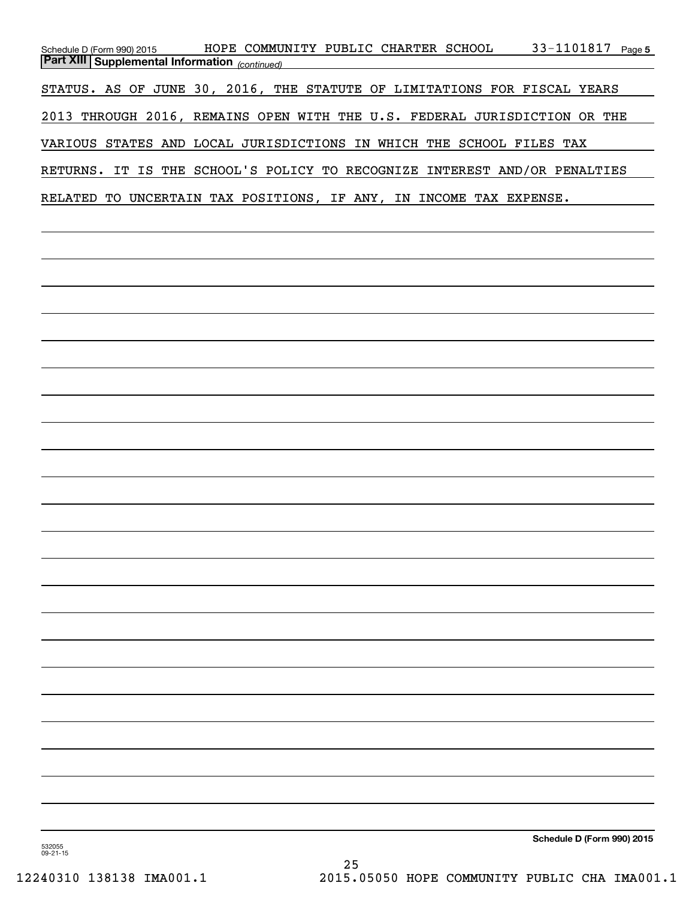## Part XIII Supplemental Information *(continued)*

STATUS. AS OF JUNE 30, 2016, THE STATUTE OF LIMITATIONS FOR FISCAL YEARS 2013 THROUGH 2016, REMAINS OPEN WITH THE U.S. FEDERAL JURISDICTION OR THE VARIOUS STATES AND LOCAL JURISDICTIONS IN WHICH THE SCHOOL FILES TAX RETURNS. IT IS THE SCHOOL'S POLICY TO RECOGNIZE INTEREST AND/OR PENALTIES RELATED TO UNCERTAIN TAX POSITIONS, IF ANY, IN INCOME TAX EXPENSE.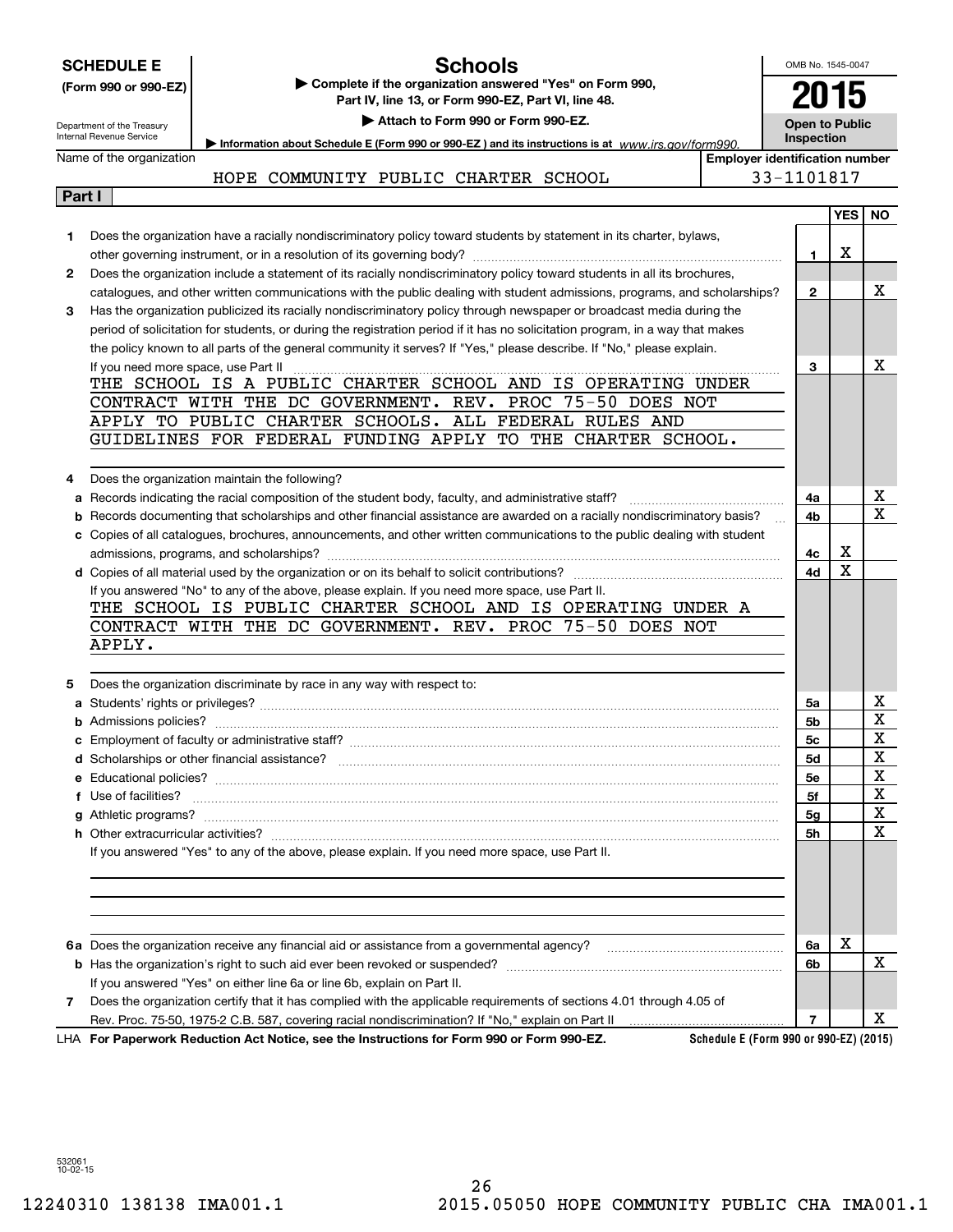**SCHEDULE E**
**(Form 990 or 990-EZ)**

Department of the Treasury
Internal Revenue Service

# Schools

▶ **Complete if the organization answered "Yes" on Form 990, Part IV, line 13, or Form 990-EZ, Part VI, line 48.**
▶ **Attach to Form 990 or Form 990-EZ.**
▶ **Information about Schedule E (Form 990 or 990-EZ ) and its instructions is at** *www.irs.gov/form990.*

OMB No. 1545-0047
**2015**
**Open to Public Inspection**

Name of the organization: HOPE COMMUNITY PUBLIC CHARTER SCHOOL
**Employer identification number:** 33-1101817

**Part I**

| | | | YES | NO |
|---|---|---|---|---|
| 1 | Does the organization have a racially nondiscriminatory policy toward students by statement in its charter, bylaws, other governing instrument, or in a resolution of its governing body? | 1 | X | |
| 2 | Does the organization include a statement of its racially nondiscriminatory policy toward students in all its brochures, catalogues, and other written communications with the public dealing with student admissions, programs, and scholarships? | 2 | | X |
| 3 | Has the organization publicized its racially nondiscriminatory policy through newspaper or broadcast media during the period of solicitation for students, or during the registration period if it has no solicitation program, in a way that makes the policy known to all parts of the general community it serves? If "Yes," please describe. If "No," please explain. If you need more space, use Part II | 3 | | X |

THE SCHOOL IS A PUBLIC CHARTER SCHOOL AND IS OPERATING UNDER CONTRACT WITH THE DC GOVERNMENT. REV. PROC 75-50 DOES NOT APPLY TO PUBLIC CHARTER SCHOOLS. ALL FEDERAL RULES AND GUIDELINES FOR FEDERAL FUNDING APPLY TO THE CHARTER SCHOOL.

| | | | YES | NO |
|---|---|---|---|---|
| 4 | Does the organization maintain the following? | | | |
| a | Records indicating the racial composition of the student body, faculty, and administrative staff? | 4a | | X |
| b | Records documenting that scholarships and other financial assistance are awarded on a racially nondiscriminatory basis? | 4b | | X |
| c | Copies of all catalogues, brochures, announcements, and other written communications to the public dealing with student admissions, programs, and scholarships? | 4c | X | |
| d | Copies of all material used by the organization or on its behalf to solicit contributions? | 4d | X | |

If you answered "No" to any of the above, please explain. If you need more space, use Part II.

THE SCHOOL IS PUBLIC CHARTER SCHOOL AND IS OPERATING UNDER A CONTRACT WITH THE DC GOVERNMENT. REV. PROC 75-50 DOES NOT APPLY.

| | | | YES | NO |
|---|---|---|---|---|
| 5 | Does the organization discriminate by race in any way with respect to: | | | |
| a | Students' rights or privileges? | 5a | | X |
| b | Admissions policies? | 5b | | X |
| c | Employment of faculty or administrative staff? | 5c | | X |
| d | Scholarships or other financial assistance? | 5d | | X |
| e | Educational policies? | 5e | | X |
| f | Use of facilities? | 5f | | X |
| g | Athletic programs? | 5g | | X |
| h | Other extracurricular activities? | 5h | | X |

If you answered "Yes" to any of the above, please explain. If you need more space, use Part II.

| | | | YES | NO |
|---|---|---|---|---|
| 6a | Does the organization receive any financial aid or assistance from a governmental agency? | 6a | X | |
| b | Has the organization's right to such aid ever been revoked or suspended? | 6b | | X |
| | If you answered "Yes" on either line 6a or line 6b, explain on Part II. | | | |
| 7 | Does the organization certify that it has complied with the applicable requirements of sections 4.01 through 4.05 of Rev. Proc. 75-50, 1975-2 C.B. 587, covering racial nondiscrimination? If "No," explain on Part II | 7 | | X |

LHA **For Paperwork Reduction Act Notice, see the Instructions for Form 990 or Form 990-EZ.** **Schedule E (Form 990 or 990-EZ) (2015)**

532061
10-02-15

12240310 138138 IMA001.1 2015.05050 HOPE COMMUNITY PUBLIC CHA IMA001.1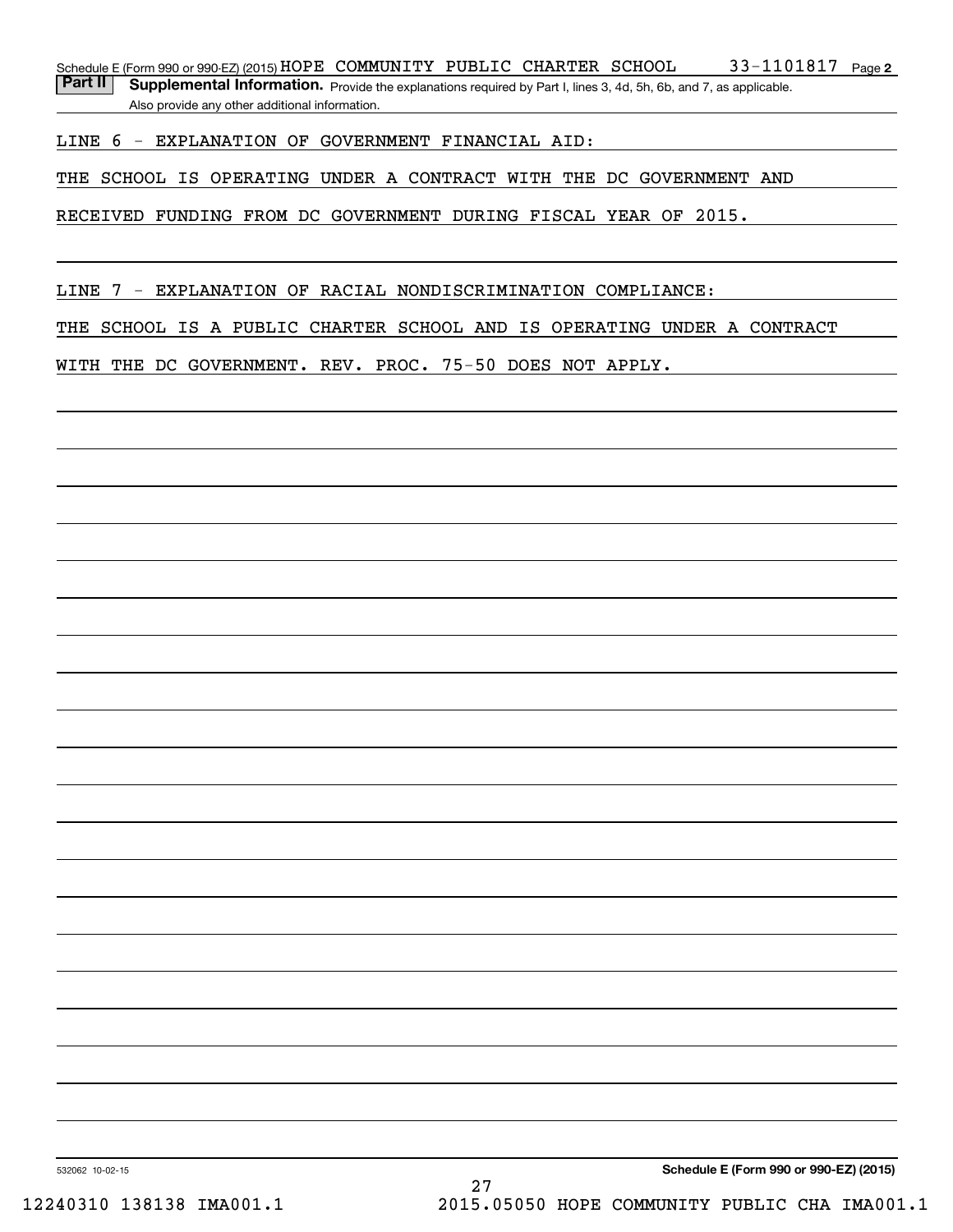Schedule E (Form 990 or 990-EZ) (2015) HOPE COMMUNITY PUBLIC CHARTER SCHOOL 33-1101817 Page 2

**Part II** **Supplemental Information.** Provide the explanations required by Part I, lines 3, 4d, 5h, 6b, and 7, as applicable. Also provide any other additional information.

LINE 6 - EXPLANATION OF GOVERNMENT FINANCIAL AID:

THE SCHOOL IS OPERATING UNDER A CONTRACT WITH THE DC GOVERNMENT AND RECEIVED FUNDING FROM DC GOVERNMENT DURING FISCAL YEAR OF 2015.

LINE 7 - EXPLANATION OF RACIAL NONDISCRIMINATION COMPLIANCE:

THE SCHOOL IS A PUBLIC CHARTER SCHOOL AND IS OPERATING UNDER A CONTRACT WITH THE DC GOVERNMENT. REV. PROC. 75-50 DOES NOT APPLY.

532062 10-02-15

**Schedule E (Form 990 or 990-EZ) (2015)**

12240310 138138 IMA001.1 2015.05050 HOPE COMMUNITY PUBLIC CHA IMA001.1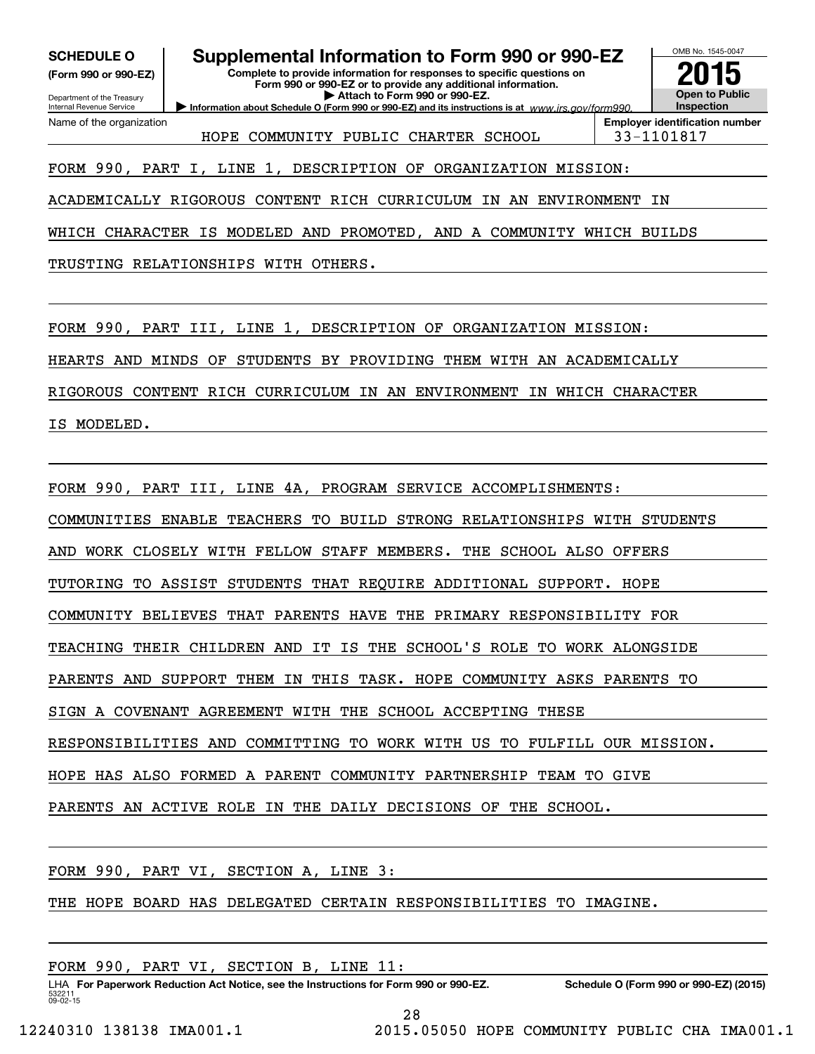**SCHEDULE O** **(Form 990 or 990-EZ)**

Department of the Treasury
Internal Revenue Service

# Supplemental Information to Form 990 or 990-EZ

**Complete to provide information for responses to specific questions on Form 990 or 990-EZ or to provide any additional information.**
**▶ Attach to Form 990 or 990-EZ.**
**▶ Information about Schedule O (Form 990 or 990-EZ) and its instructions is at** *www.irs.gov/form990.*

OMB No. 1545-0047
**2015**
**Open to Public Inspection**

Name of the organization: HOPE COMMUNITY PUBLIC CHARTER SCHOOL
**Employer identification number:** 33-1101817

FORM 990, PART I, LINE 1, DESCRIPTION OF ORGANIZATION MISSION:

ACADEMICALLY RIGOROUS CONTENT RICH CURRICULUM IN AN ENVIRONMENT IN WHICH CHARACTER IS MODELED AND PROMOTED, AND A COMMUNITY WHICH BUILDS TRUSTING RELATIONSHIPS WITH OTHERS.

FORM 990, PART III, LINE 1, DESCRIPTION OF ORGANIZATION MISSION:

HEARTS AND MINDS OF STUDENTS BY PROVIDING THEM WITH AN ACADEMICALLY RIGOROUS CONTENT RICH CURRICULUM IN AN ENVIRONMENT IN WHICH CHARACTER IS MODELED.

FORM 990, PART III, LINE 4A, PROGRAM SERVICE ACCOMPLISHMENTS:

COMMUNITIES ENABLE TEACHERS TO BUILD STRONG RELATIONSHIPS WITH STUDENTS AND WORK CLOSELY WITH FELLOW STAFF MEMBERS. THE SCHOOL ALSO OFFERS TUTORING TO ASSIST STUDENTS THAT REQUIRE ADDITIONAL SUPPORT. HOPE COMMUNITY BELIEVES THAT PARENTS HAVE THE PRIMARY RESPONSIBILITY FOR TEACHING THEIR CHILDREN AND IT IS THE SCHOOL'S ROLE TO WORK ALONGSIDE PARENTS AND SUPPORT THEM IN THIS TASK. HOPE COMMUNITY ASKS PARENTS TO SIGN A COVENANT AGREEMENT WITH THE SCHOOL ACCEPTING THESE RESPONSIBILITIES AND COMMITTING TO WORK WITH US TO FULFILL OUR MISSION. HOPE HAS ALSO FORMED A PARENT COMMUNITY PARTNERSHIP TEAM TO GIVE PARENTS AN ACTIVE ROLE IN THE DAILY DECISIONS OF THE SCHOOL.

FORM 990, PART VI, SECTION A, LINE 3:

THE HOPE BOARD HAS DELEGATED CERTAIN RESPONSIBILITIES TO IMAGINE.

FORM 990, PART VI, SECTION B, LINE 11:

LHA **For Paperwork Reduction Act Notice, see the Instructions for Form 990 or 990-EZ.** **Schedule O (Form 990 or 990-EZ) (2015)**

532211
09-02-15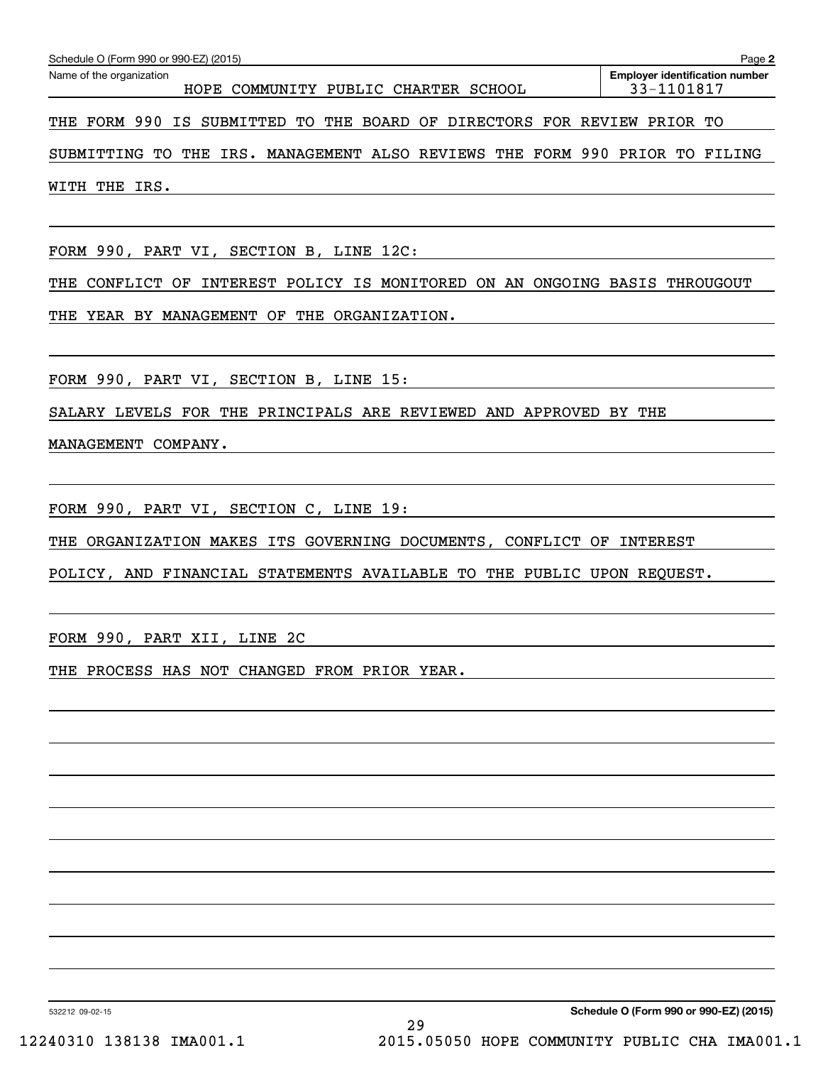Schedule O (Form 990 or 990-EZ) (2015)

Name of the organization: HOPE COMMUNITY PUBLIC CHARTER SCHOOL

Employer identification number: 33-1101817

THE FORM 990 IS SUBMITTED TO THE BOARD OF DIRECTORS FOR REVIEW PRIOR TO SUBMITTING TO THE IRS. MANAGEMENT ALSO REVIEWS THE FORM 990 PRIOR TO FILING WITH THE IRS.

FORM 990, PART VI, SECTION B, LINE 12C:

THE CONFLICT OF INTEREST POLICY IS MONITORED ON AN ONGOING BASIS THROUGOUT THE YEAR BY MANAGEMENT OF THE ORGANIZATION.

FORM 990, PART VI, SECTION B, LINE 15:

SALARY LEVELS FOR THE PRINCIPALS ARE REVIEWED AND APPROVED BY THE MANAGEMENT COMPANY.

FORM 990, PART VI, SECTION C, LINE 19:

THE ORGANIZATION MAKES ITS GOVERNING DOCUMENTS, CONFLICT OF INTEREST POLICY, AND FINANCIAL STATEMENTS AVAILABLE TO THE PUBLIC UPON REQUEST.

FORM 990, PART XII, LINE 2C

THE PROCESS HAS NOT CHANGED FROM PRIOR YEAR.

532212 09-02-15

**Schedule O (Form 990 or 990-EZ) (2015)**

12240310 138138 IMA001.1 2015.05050 HOPE COMMUNITY PUBLIC CHA IMA001.1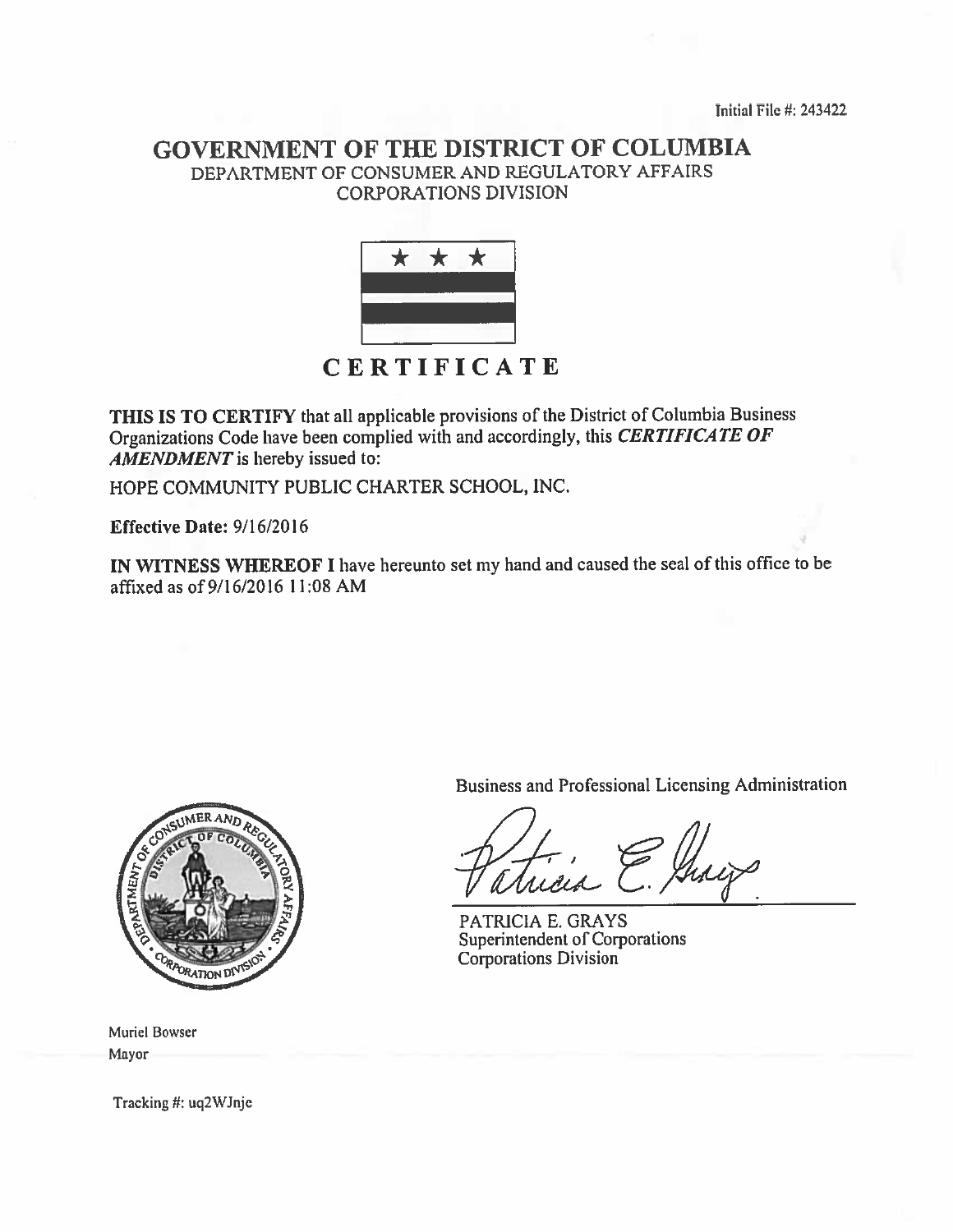Initial File #: 243422

# GOVERNMENT OF THE DISTRICT OF COLUMBIA

DEPARTMENT OF CONSUMER AND REGULATORY AFFAIRS
CORPORATIONS DIVISION

## CERTIFICATE

**THIS IS TO CERTIFY** that all applicable provisions of the District of Columbia Business Organizations Code have been complied with and accordingly, this ***CERTIFICATE OF AMENDMENT*** is hereby issued to:

HOPE COMMUNITY PUBLIC CHARTER SCHOOL, INC.

**Effective Date:** 9/16/2016

**IN WITNESS WHEREOF I** have hereunto set my hand and caused the seal of this office to be affixed as of 9/16/2016 11:08 AM

Business and Professional Licensing Administration

PATRICIA E. GRAYS
Superintendent of Corporations
Corporations Division

Muriel Bowser
Mayor

Tracking #: uq2WJnje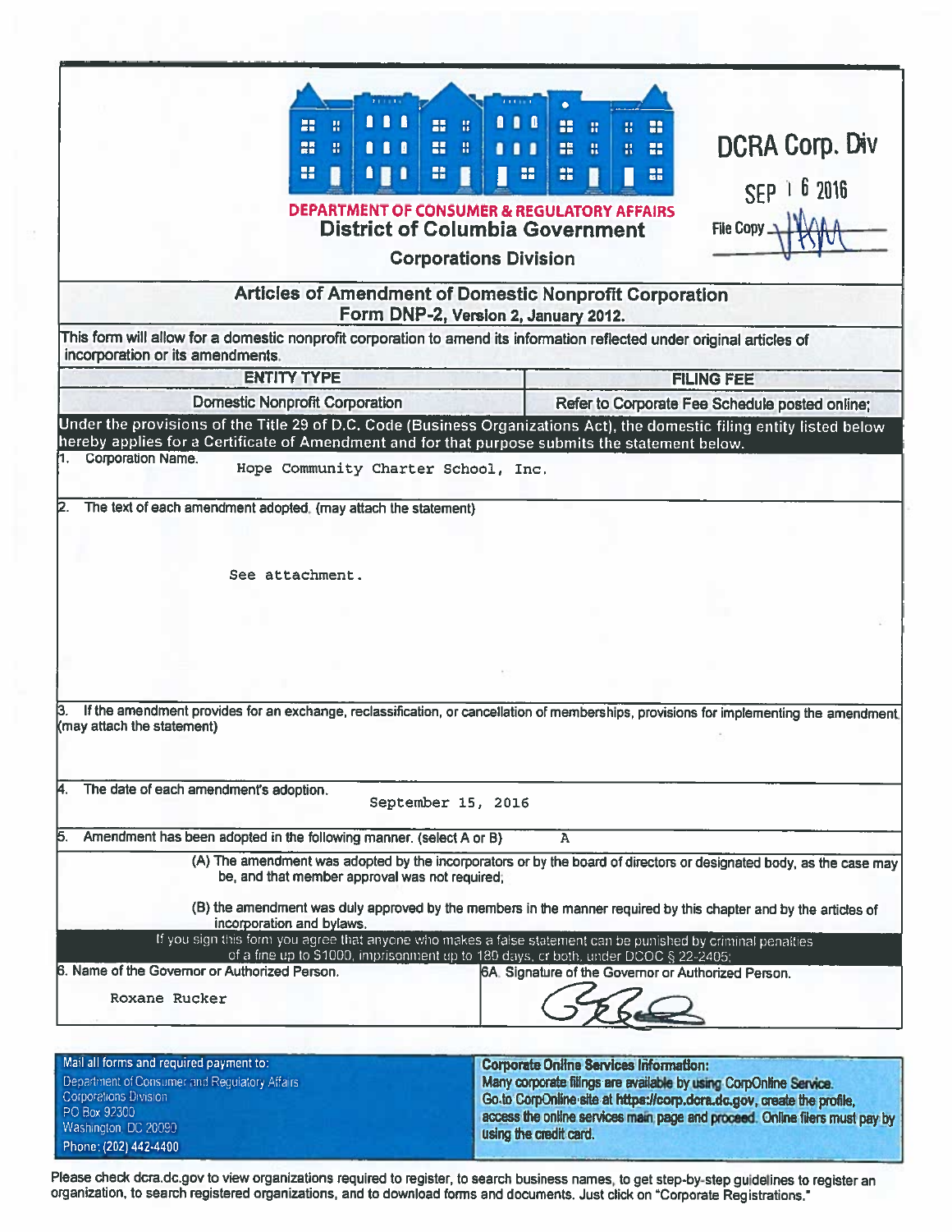**DEPARTMENT OF CONSUMER & REGULATORY AFFAIRS**
**District of Columbia Government**
**Corporations Division**

DCRA Corp. Div
SEP 16 2016
File Copy

## Articles of Amendment of Domestic Nonprofit Corporation
**Form DNP-2, Version 2, January 2012.**

This form will allow for a domestic nonprofit corporation to amend its information reflected under original articles of incorporation or its amendments.

| ENTITY TYPE | FILING FEE |
|---|---|
| Domestic Nonprofit Corporation | Refer to Corporate Fee Schedule posted online; |

**Under the provisions of the Title 29 of D.C. Code (Business Organizations Act), the domestic filing entity listed below hereby applies for a Certificate of Amendment and for that purpose submits the statement below.**

1. Corporation Name.
   Hope Community Charter School, Inc.

2. The text of each amendment adopted. (may attach the statement)
   See attachment.

3. If the amendment provides for an exchange, reclassification, or cancellation of memberships, provisions for implementing the amendment. (may attach the statement)

4. The date of each amendment's adoption.
   September 15, 2016

5. Amendment has been adopted in the following manner. (select A or B) A

   (A) The amendment was adopted by the incorporators or by the board of directors or designated body, as the case may be, and that member approval was not required;

   (B) the amendment was duly approved by the members in the manner required by this chapter and by the articles of incorporation and bylaws.

If you sign this form you agree that anyone who makes a false statement can be punished by criminal penalties of a fine up to $1000, imprisonment up to 180 days, or both, under DCOC § 22-2405;

| 6. Name of the Governor or Authorized Person. | 6A. Signature of the Governor or Authorized Person. |
|---|---|
| Roxane Rucker | [signature] |

**Mail all forms and required payment to:**
Department of Consumer and Regulatory Affairs
Corporations Division
PO Box 92300
Washington, DC 20090
Phone: (202) 442-4400

**Corporate Online Services Information:**
Many corporate filings are available by using CorpOnline Service. Go to CorpOnline site at https://corp.dcra.dc.gov, create the profile, access the online services main page and proceed. Online filers must pay by using the credit card.

Please check dcra.dc.gov to view organizations required to register, to search business names, to get step-by-step guidelines to register an organization, to search registered organizations, and to download forms and documents. Just click on "Corporate Registrations."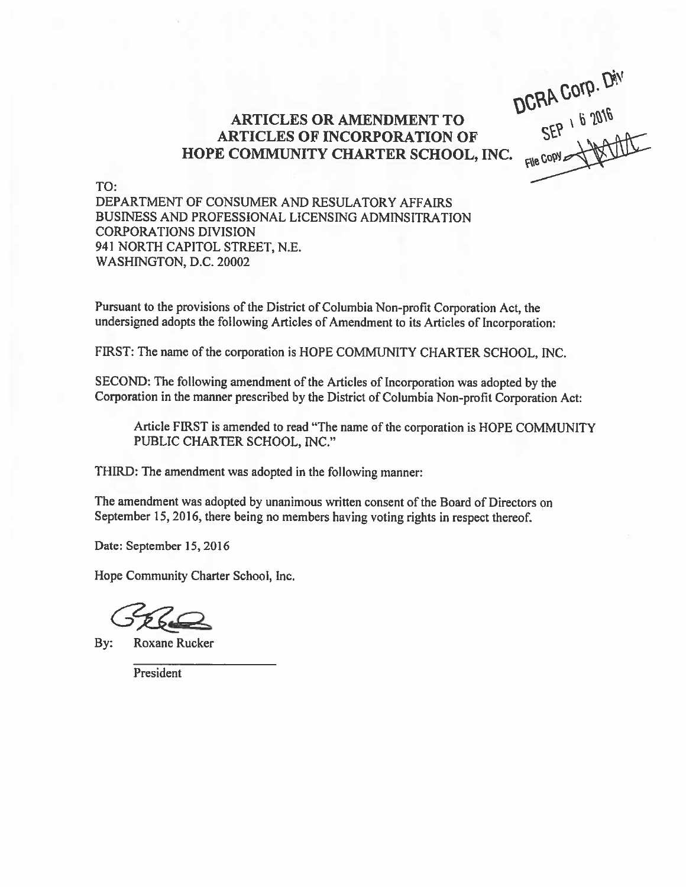DCRA Corp. Div
SEP 16 2016
File Copy

# ARTICLES OR AMENDMENT TO ARTICLES OF INCORPORATION OF HOPE COMMUNITY CHARTER SCHOOL, INC.

TO:
DEPARTMENT OF CONSUMER AND RESULATORY AFFAIRS
BUSINESS AND PROFESSIONAL LICENSING ADMINSITRATION
CORPORATIONS DIVISION
941 NORTH CAPITOL STREET, N.E.
WASHINGTON, D.C. 20002

Pursuant to the provisions of the District of Columbia Non-profit Corporation Act, the undersigned adopts the following Articles of Amendment to its Articles of Incorporation:

FIRST: The name of the corporation is HOPE COMMUNITY CHARTER SCHOOL, INC.

SECOND: The following amendment of the Articles of Incorporation was adopted by the Corporation in the manner prescribed by the District of Columbia Non-profit Corporation Act:

> Article FIRST is amended to read "The name of the corporation is HOPE COMMUNITY PUBLIC CHARTER SCHOOL, INC."

THIRD: The amendment was adopted in the following manner:

The amendment was adopted by unanimous written consent of the Board of Directors on September 15, 2016, there being no members having voting rights in respect thereof.

Date: September 15, 2016

Hope Community Charter School, Inc.

By: Roxane Rucker

President